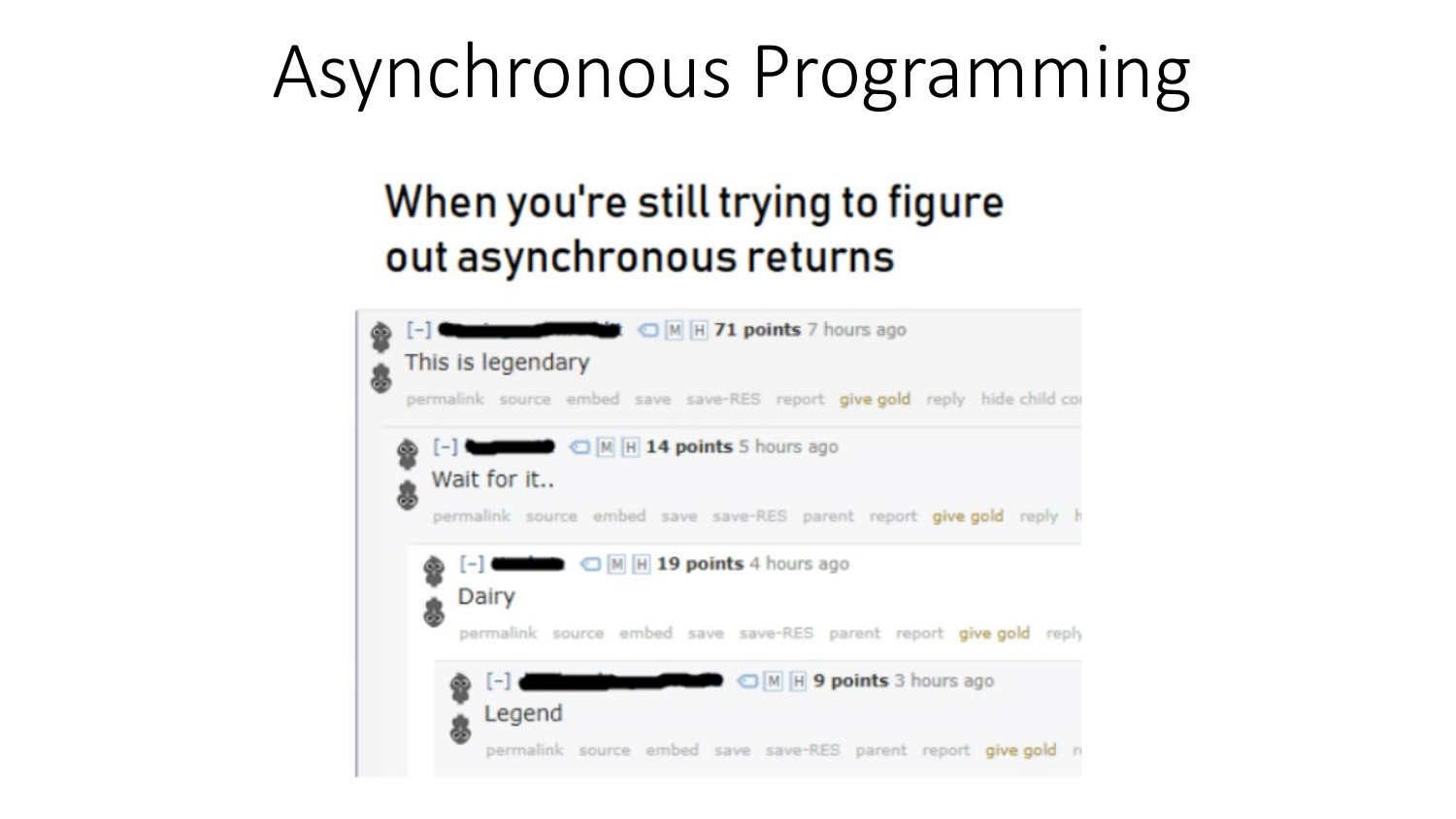# Asynchronous Programming

When you're still trying to figure out asynchronous returns

[–] ████████ 71 points 7 hours ago
This is legendary

[–] ████ 14 points 5 hours ago
Wait for it..

[–] ████ 19 points 4 hours ago
Dairy

[–] ████████ 9 points 3 hours ago
Legend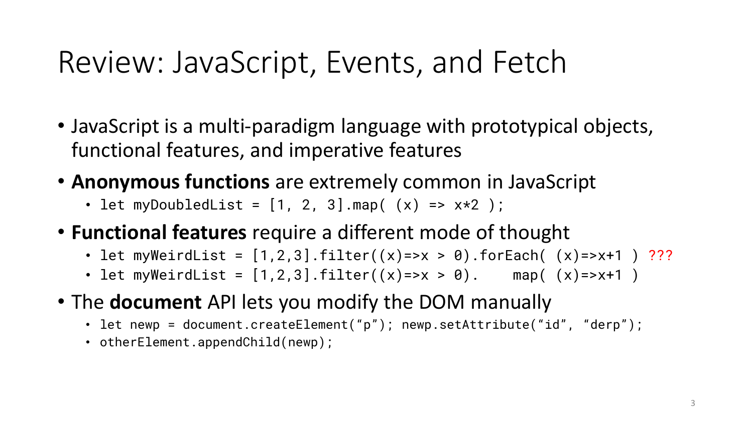# Review: JavaScript, Events, and Fetch

- JavaScript is a multi-paradigm language with prototypical objects, functional features, and imperative features
- **Anonymous functions** are extremely common in JavaScript
  - `let myDoubledList = [1, 2, 3].map( (x) => x*2 );`
- **Functional features** require a different mode of thought
  - `let myWeirdList = [1,2,3].filter((x)=>x > 0).forEach( (x)=>x+1 )` ???
  - `let myWeirdList = [1,2,3].filter((x)=>x > 0).    map( (x)=>x+1 )`
- The **document** API lets you modify the DOM manually
  - `let newp = document.createElement("p"); newp.setAttribute("id", "derp");`
  - `otherElement.appendChild(newp);`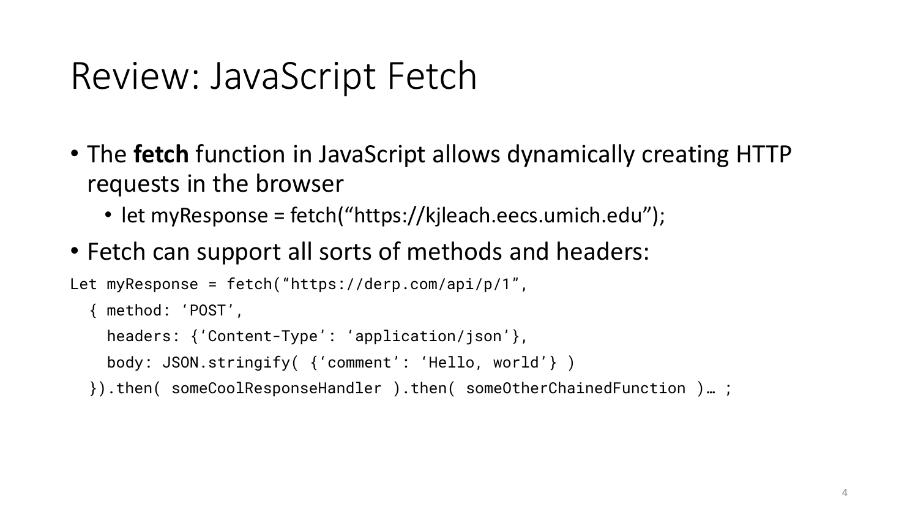# Review: JavaScript Fetch

- The **fetch** function in JavaScript allows dynamically creating HTTP requests in the browser
  - let myResponse = fetch(“https://kjleach.eecs.umich.edu”);
- Fetch can support all sorts of methods and headers:

```
Let myResponse = fetch(“https://derp.com/api/p/1”,
  { method: ‘POST’,
    headers: {‘Content-Type’: ‘application/json’},
    body: JSON.stringify( {‘comment’: ‘Hello, world’} )
  }).then( someCoolResponseHandler ).then( someOtherChainedFunction )… ;
```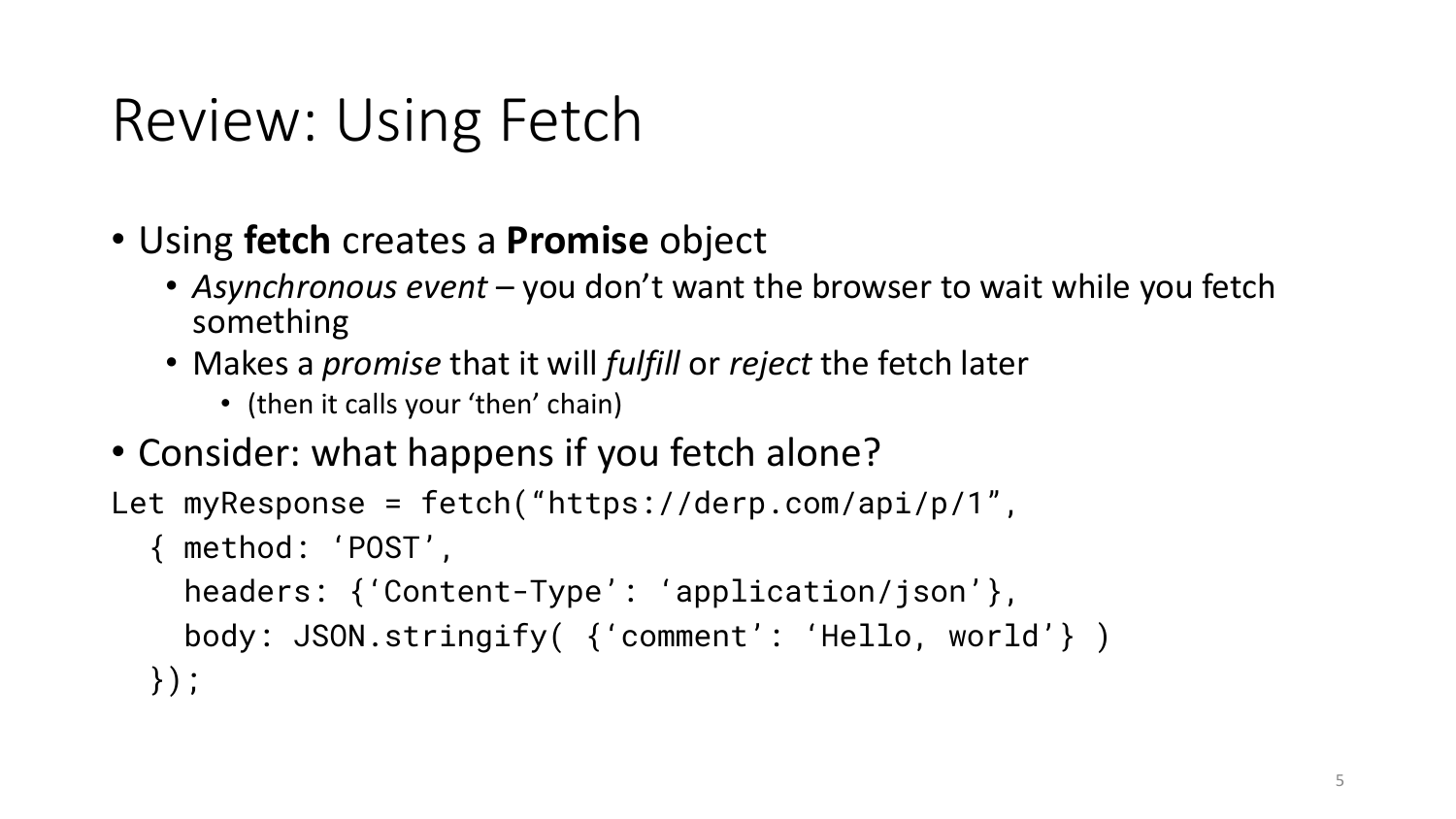# Review: Using Fetch

- Using **fetch** creates a **Promise** object
  - *Asynchronous event* – you don't want the browser to wait while you fetch something
  - Makes a *promise* that it will *fulfill* or *reject* the fetch later
    - (then it calls your 'then' chain)
- Consider: what happens if you fetch alone?

```
Let myResponse = fetch("https://derp.com/api/p/1",
  { method: 'POST',
    headers: {'Content-Type': 'application/json'},
    body: JSON.stringify( {'comment': 'Hello, world'} )
  });
```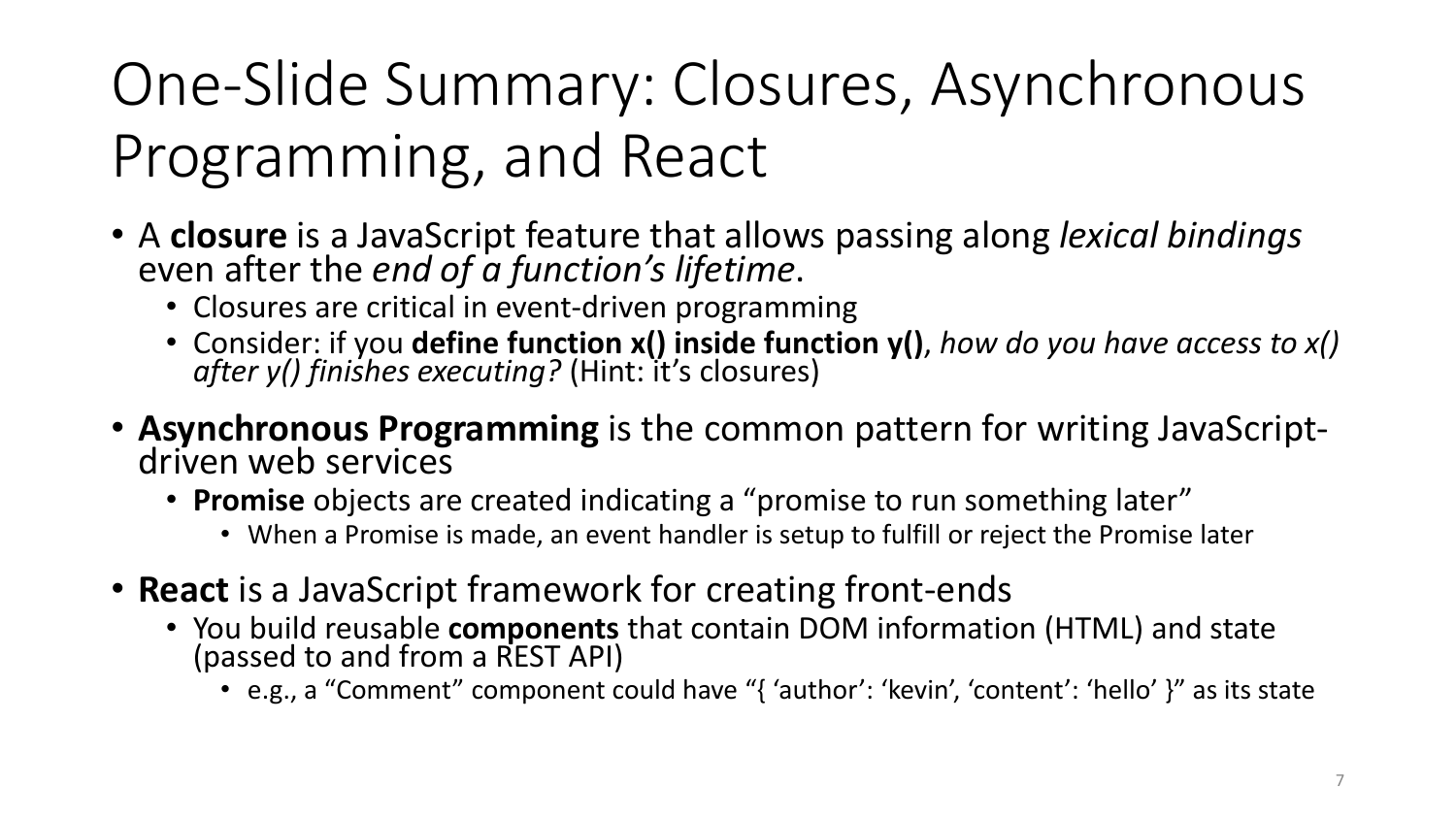# One-Slide Summary: Closures, Asynchronous Programming, and React

- A **closure** is a JavaScript feature that allows passing along *lexical bindings* even after the *end of a function's lifetime*.
  - Closures are critical in event-driven programming
  - Consider: if you **define function x() inside function y()**, *how do you have access to x() after y() finishes executing?* (Hint: it's closures)
- **Asynchronous Programming** is the common pattern for writing JavaScript-driven web services
  - **Promise** objects are created indicating a "promise to run something later"
    - When a Promise is made, an event handler is setup to fulfill or reject the Promise later
- **React** is a JavaScript framework for creating front-ends
  - You build reusable **components** that contain DOM information (HTML) and state (passed to and from a REST API)
    - e.g., a "Comment" component could have "{ 'author': 'kevin', 'content': 'hello' }" as its state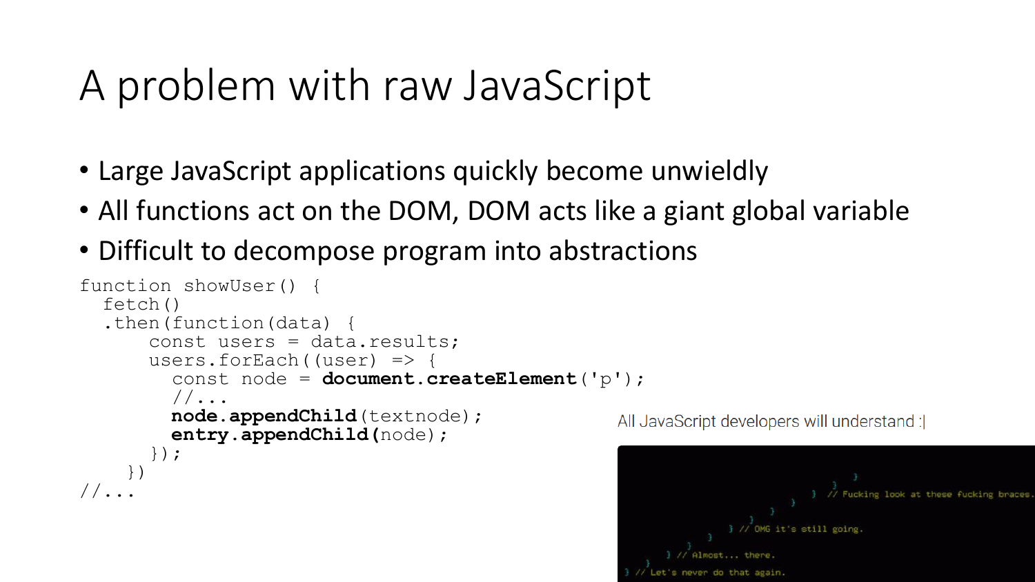# A problem with raw JavaScript

- Large JavaScript applications quickly become unwieldly
- All functions act on the DOM, DOM acts like a giant global variable
- Difficult to decompose program into abstractions

```
function showUser() {
  fetch()
  .then(function(data) {
      const users = data.results;
      users.forEach((user) => {
        const node = document.createElement('p');
        //...
        node.appendChild(textnode);
        entry.appendChild(node);
      });
    })
//...
```

All JavaScript developers will understand :|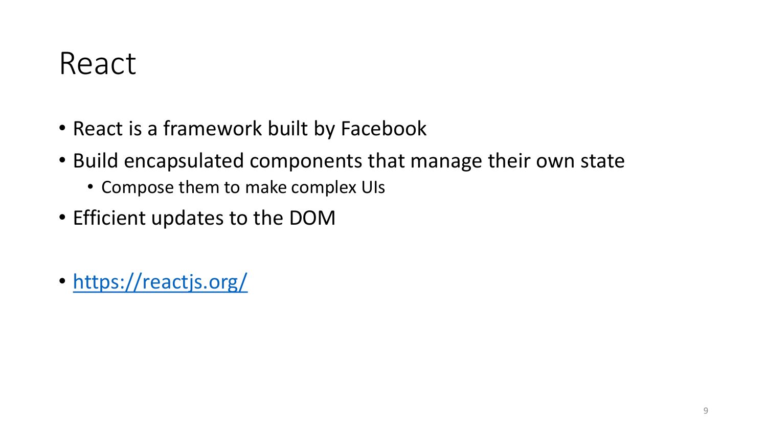# React

- React is a framework built by Facebook
- Build encapsulated components that manage their own state
  - Compose them to make complex UIs
- Efficient updates to the DOM

- [https://reactjs.org/](https://reactjs.org/)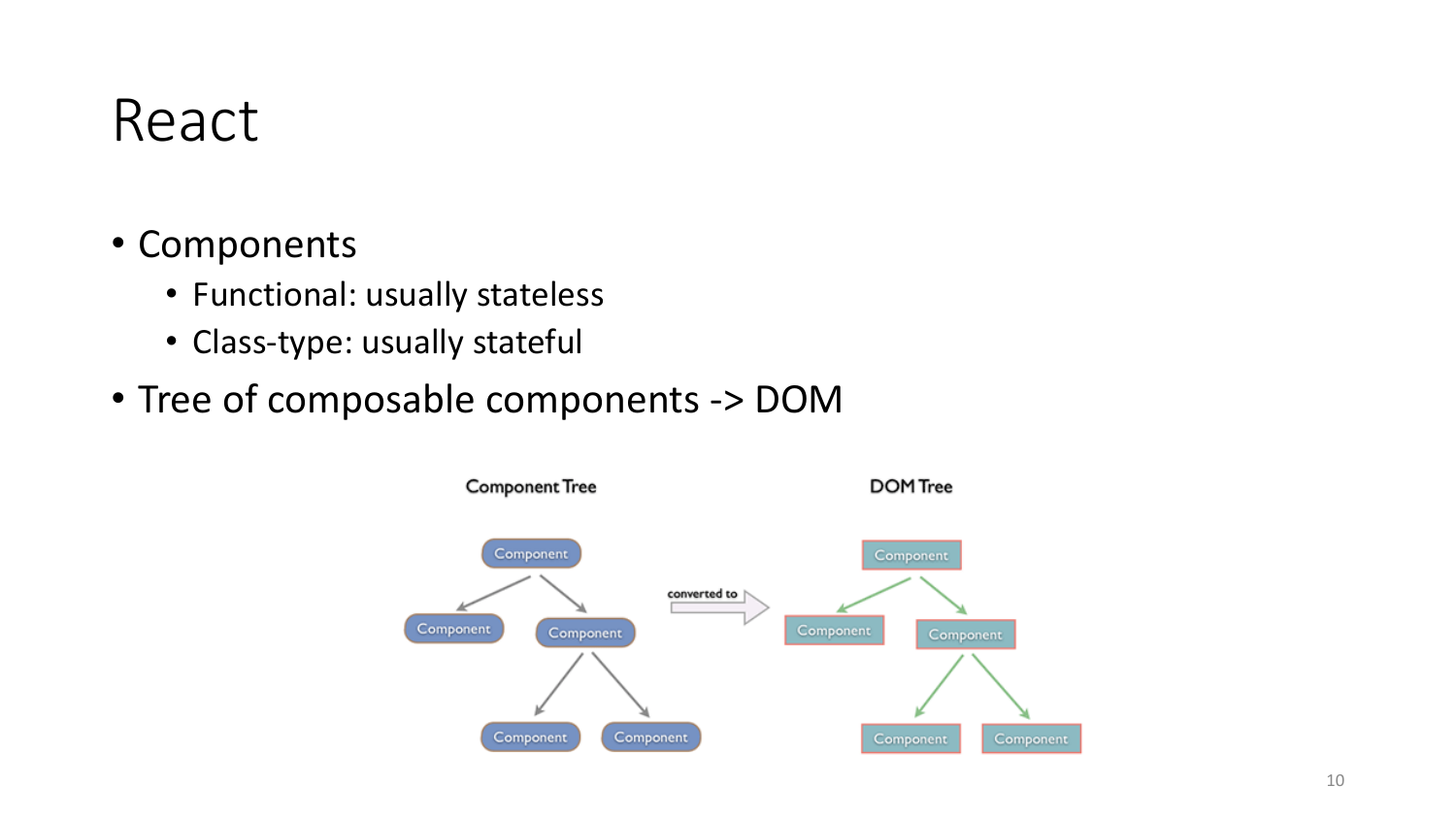# React

- Components
  - Functional: usually stateless
  - Class-type: usually stateful
- Tree of composable components -> DOM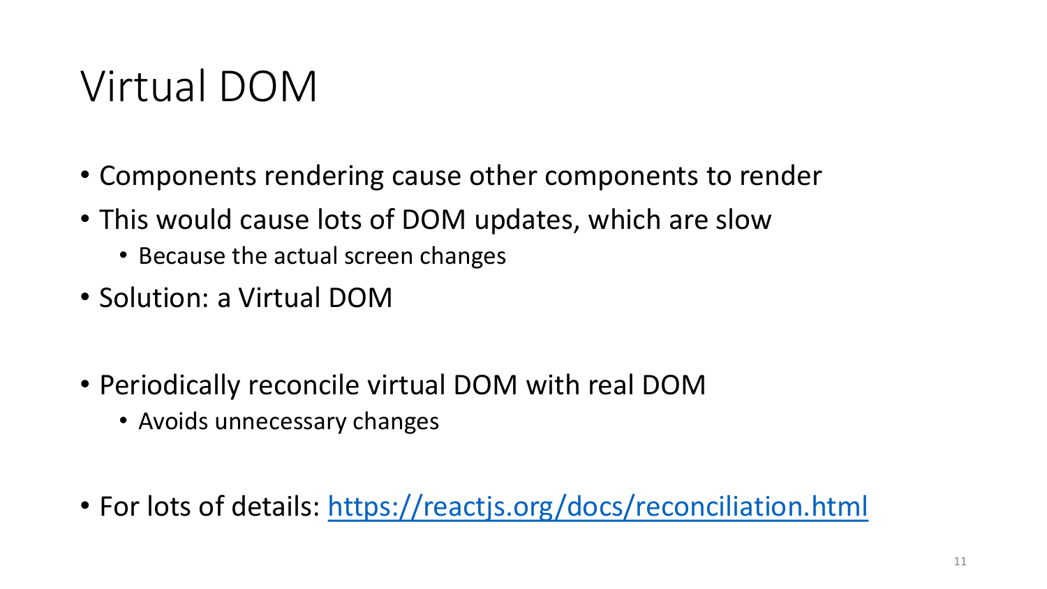# Virtual DOM

- Components rendering cause other components to render
- This would cause lots of DOM updates, which are slow
  - Because the actual screen changes
- Solution: a Virtual DOM

- Periodically reconcile virtual DOM with real DOM
  - Avoids unnecessary changes

- For lots of details: [https://reactjs.org/docs/reconciliation.html](https://reactjs.org/docs/reconciliation.html)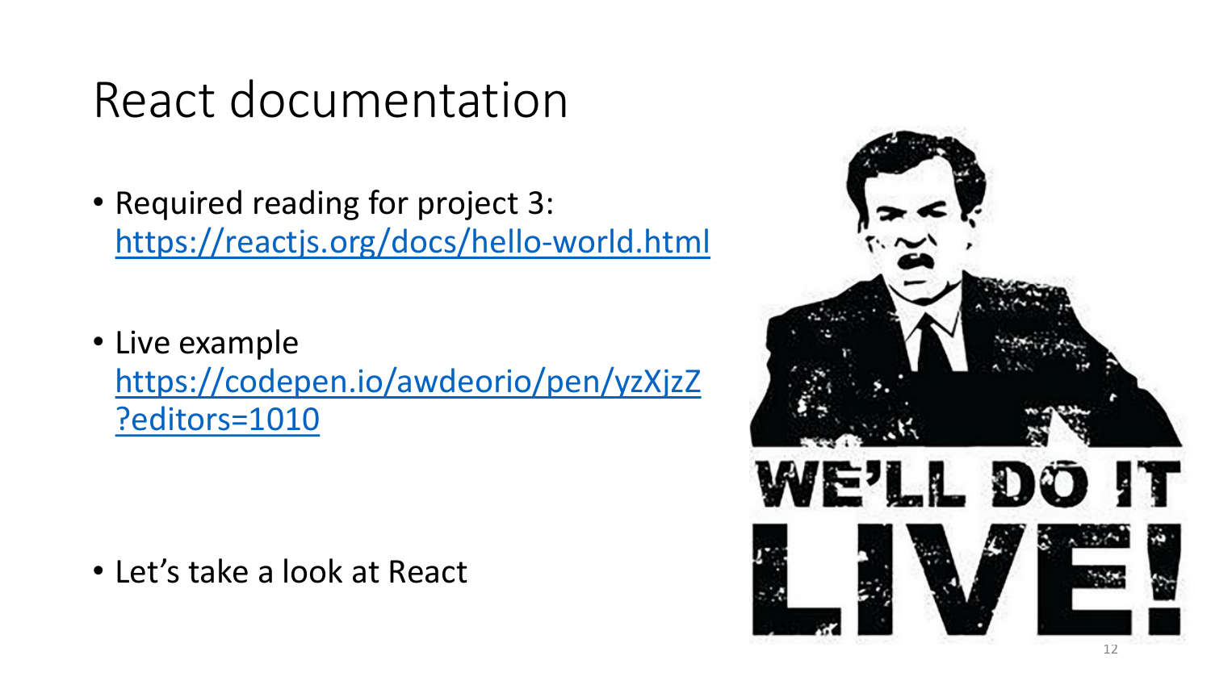# React documentation

- Required reading for project 3: https://reactjs.org/docs/hello-world.html

- Live example https://codepen.io/awdeorio/pen/yzXjzZ?editors=1010

- Let's take a look at React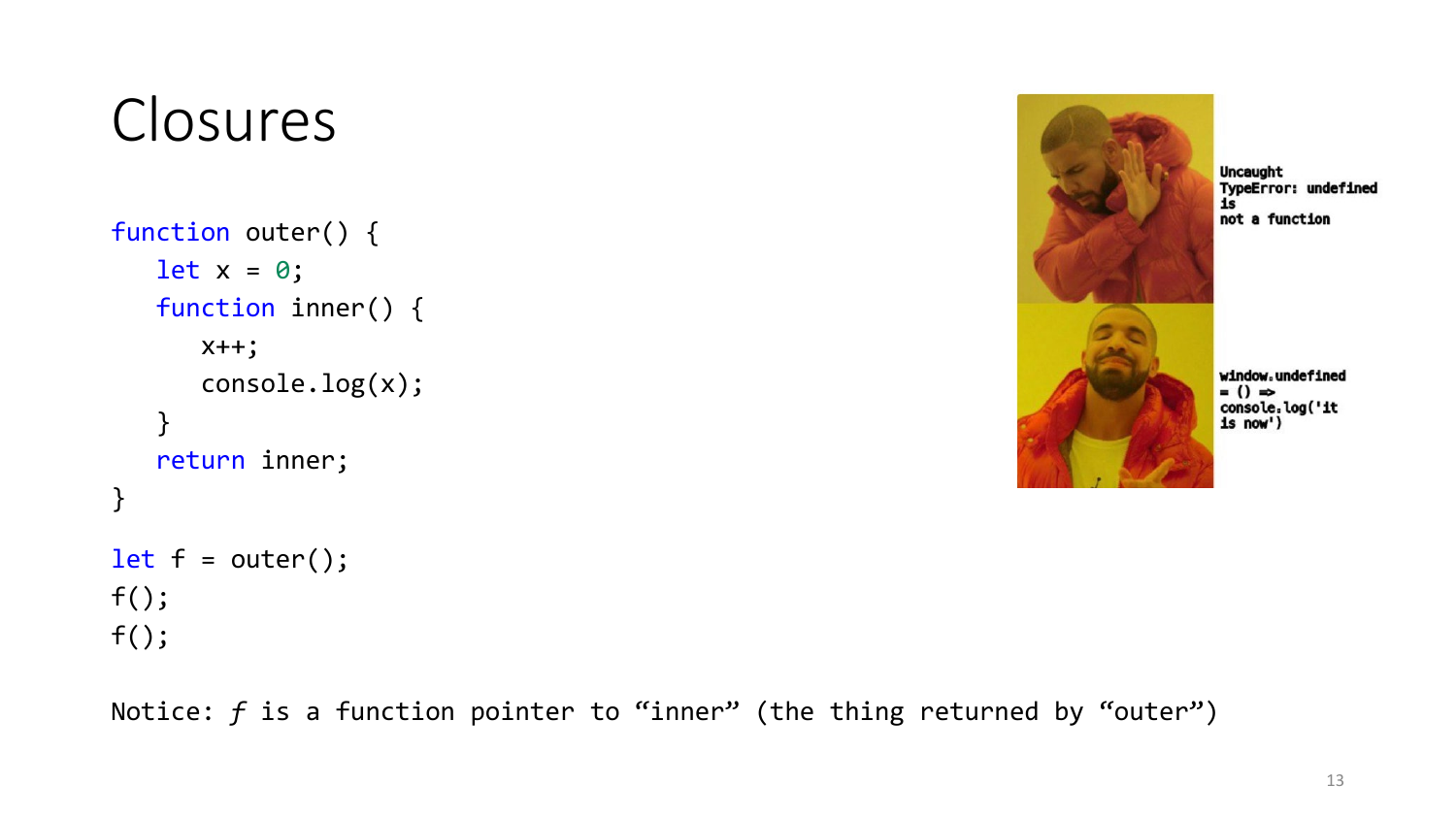# Closures

```
function outer() {
   let x = 0;
   function inner() {
      x++;
      console.log(x);
   }
   return inner;
}

let f = outer();
f();
f();
```

Uncaught TypeError: undefined is not a function

window.undefined = () => console.log('it is now')

Notice: *f* is a function pointer to "inner" (the thing returned by "outer")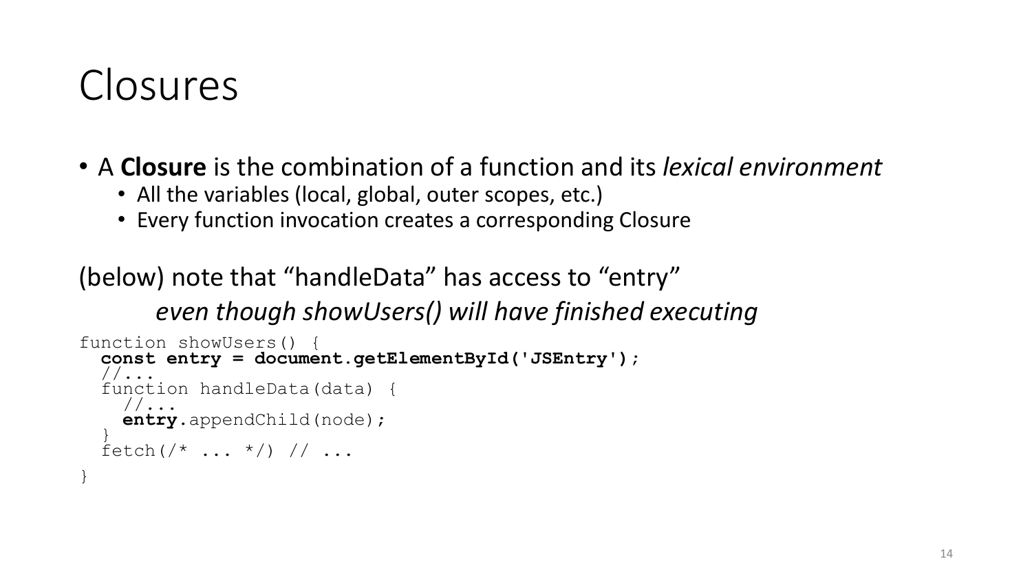# Closures

- A **Closure** is the combination of a function and its *lexical environment*
  - All the variables (local, global, outer scopes, etc.)
  - Every function invocation creates a corresponding Closure

(below) note that "handleData" has access to "entry"

*even though showUsers() will have finished executing*

```
function showUsers() {
  const entry = document.getElementById('JSEntry');
  //...
  function handleData(data) {
    //...
    entry.appendChild(node);
  }
  fetch(/* ... */) // ...
}
```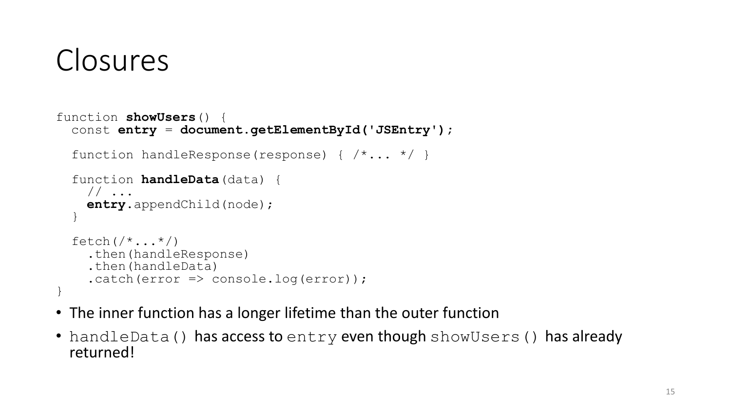# Closures

```
function showUsers() {
  const entry = document.getElementById('JSEntry');

  function handleResponse(response) { /*... */ }

  function handleData(data) {
    // ...
    entry.appendChild(node);
  }

  fetch(/*...*/)
    .then(handleResponse)
    .then(handleData)
    .catch(error => console.log(error));
}
```

- The inner function has a longer lifetime than the outer function
- `handleData()` has access to `entry` even though `showUsers()` has already returned!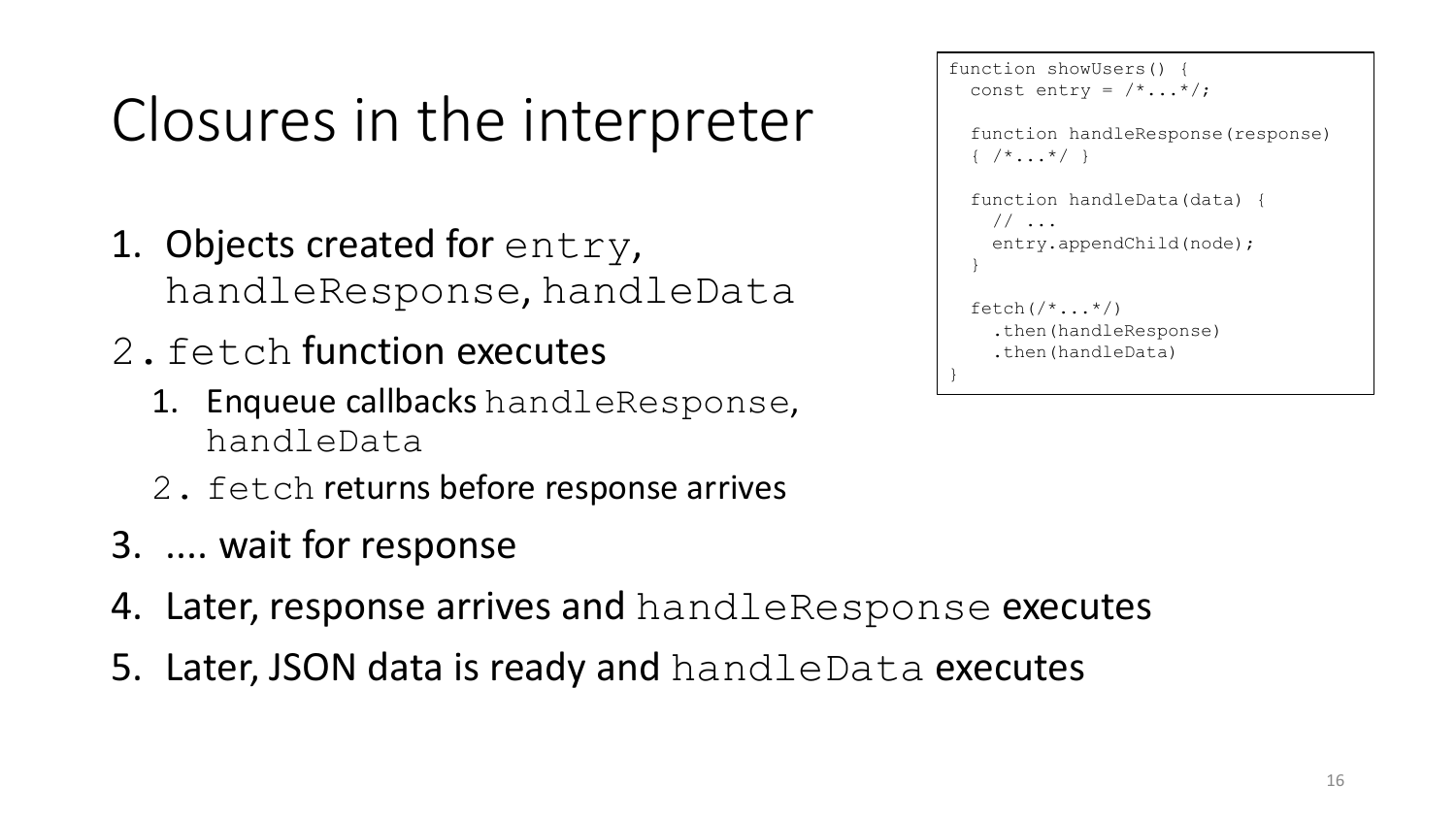# Closures in the interpreter

```
function showUsers() {
  const entry = /*...*/;

  function handleResponse(response)
  { /*...*/ }

  function handleData(data) {
    // ...
    entry.appendChild(node);
  }

  fetch(/*...*/)
    .then(handleResponse)
    .then(handleData)
}
```

1. Objects created for `entry`, `handleResponse`, `handleData`
2. `fetch` function executes
   1. Enqueue callbacks `handleResponse`, `handleData`
   2. `fetch` returns before response arrives
3. .... wait for response
4. Later, response arrives and `handleResponse` executes
5. Later, JSON data is ready and `handleData` executes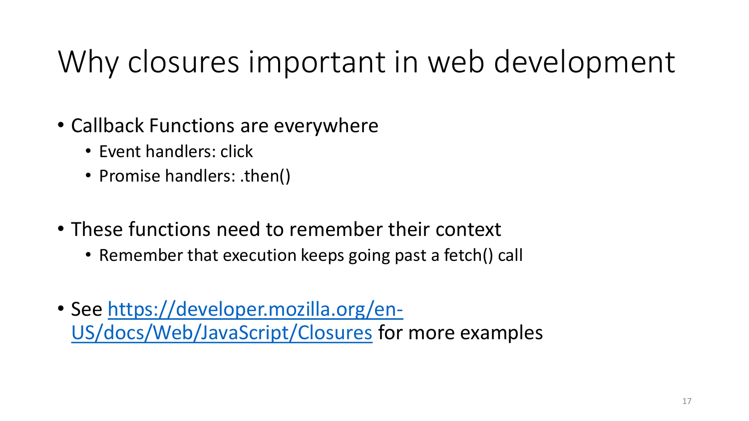# Why closures important in web development

- Callback Functions are everywhere
  - Event handlers: click
  - Promise handlers: .then()
- These functions need to remember their context
  - Remember that execution keeps going past a fetch() call
- See [https://developer.mozilla.org/en-US/docs/Web/JavaScript/Closures](https://developer.mozilla.org/en-US/docs/Web/JavaScript/Closures) for more examples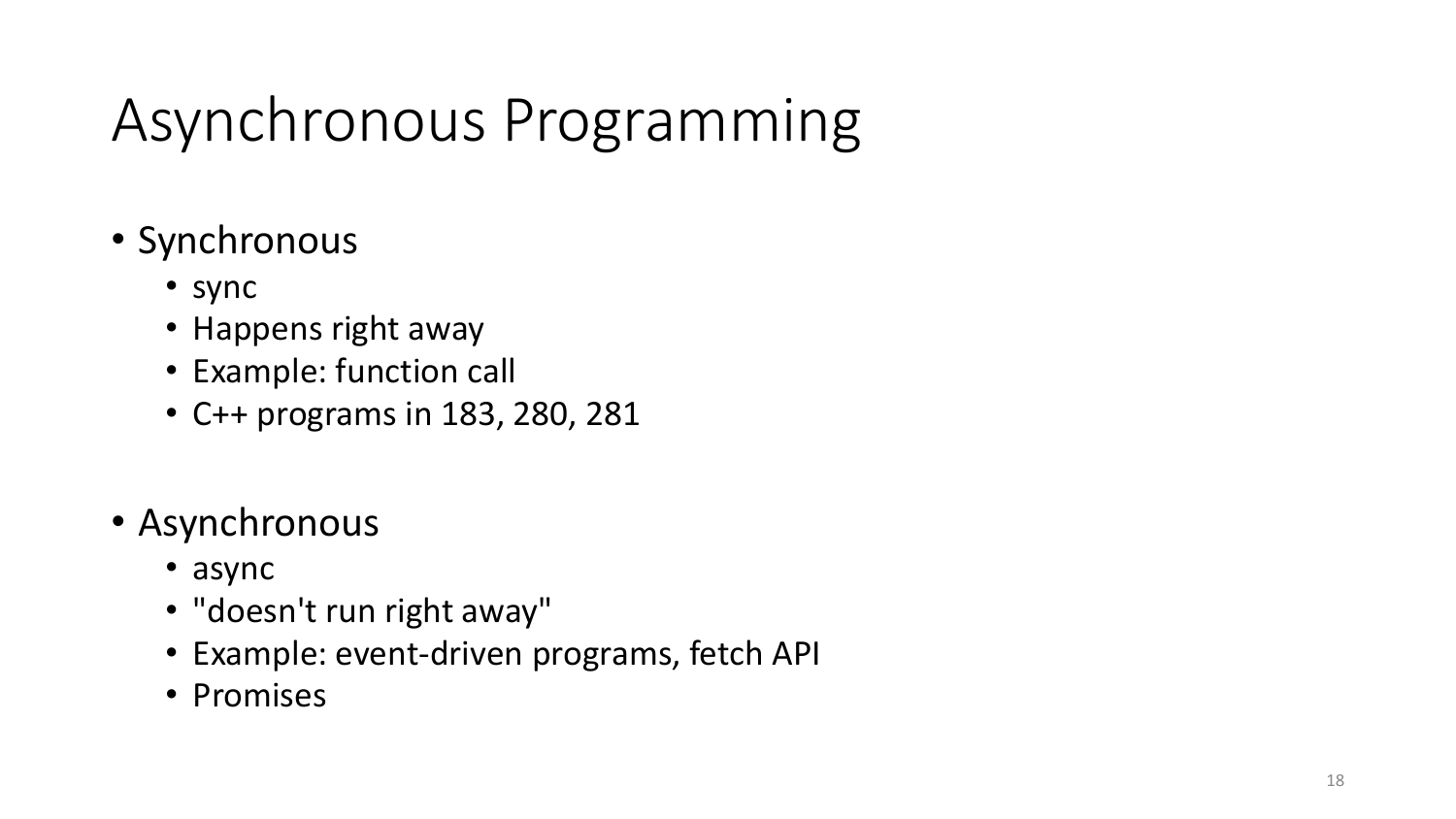# Asynchronous Programming

- Synchronous
  - sync
  - Happens right away
  - Example: function call
  - C++ programs in 183, 280, 281

- Asynchronous
  - async
  - "doesn't run right away"
  - Example: event-driven programs, fetch API
  - Promises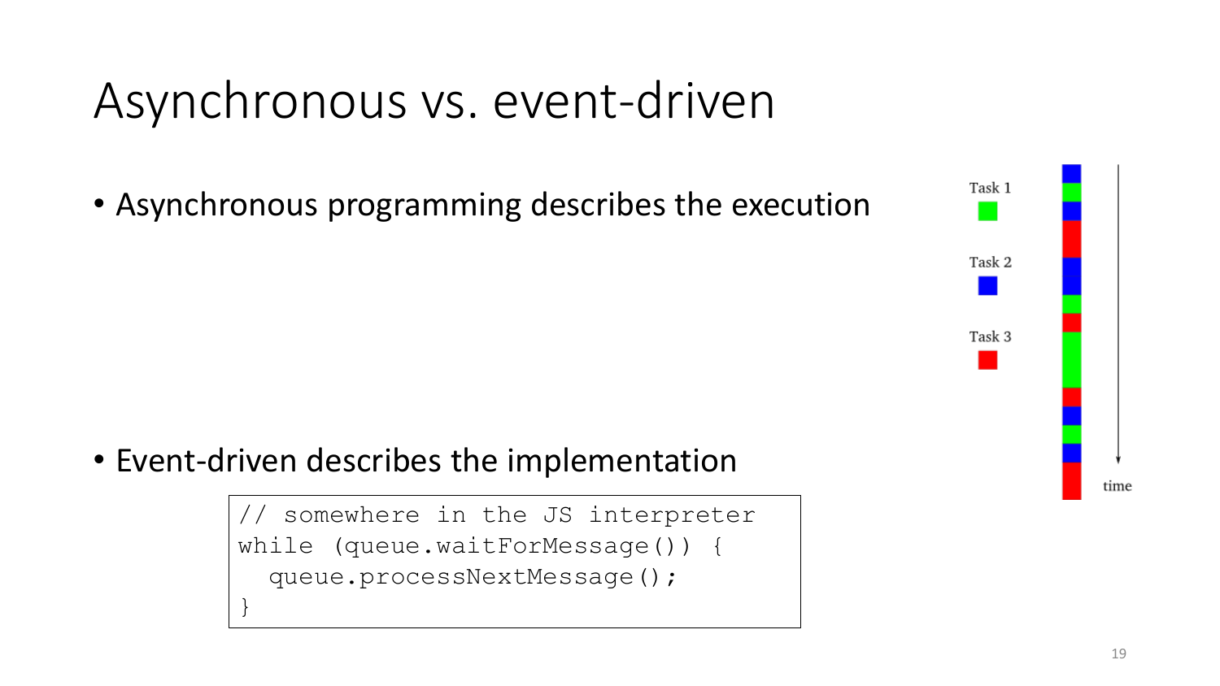# Asynchronous vs. event-driven

- Asynchronous programming describes the execution

Task 1

Task 2

Task 3

time

- Event-driven describes the implementation

```
// somewhere in the JS interpreter
while (queue.waitForMessage()) {
  queue.processNextMessage();
}
```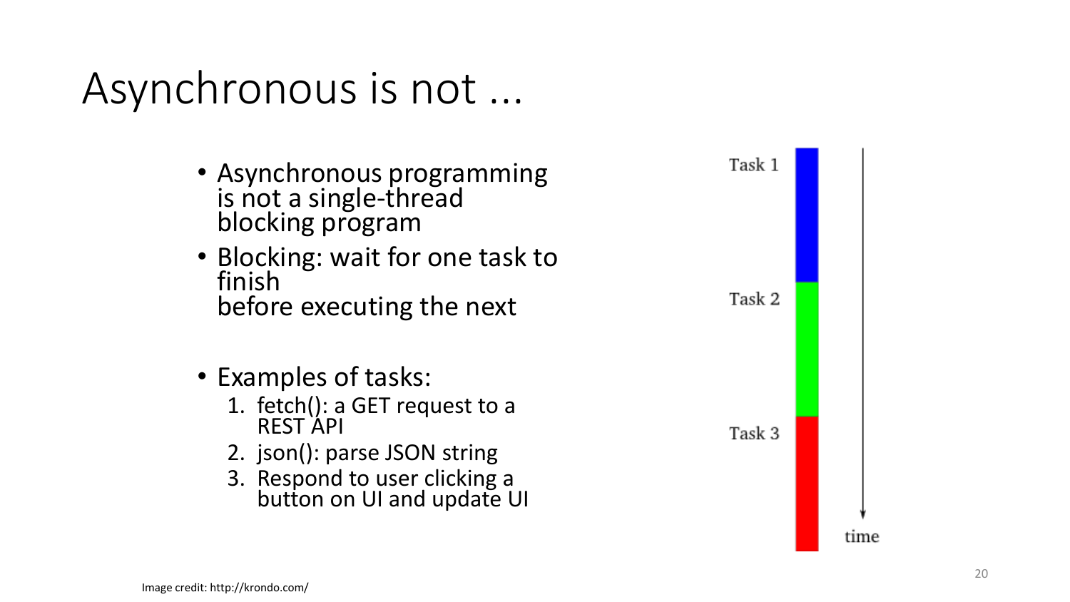# Asynchronous is not ...

- Asynchronous programming is not a single-thread blocking program
- Blocking: wait for one task to finish before executing the next

- Examples of tasks:
  1. fetch(): a GET request to a REST API
  2. json(): parse JSON string
  3. Respond to user clicking a button on UI and update UI

Task 1

Task 2

Task 3

time

Image credit: http://krondo.com/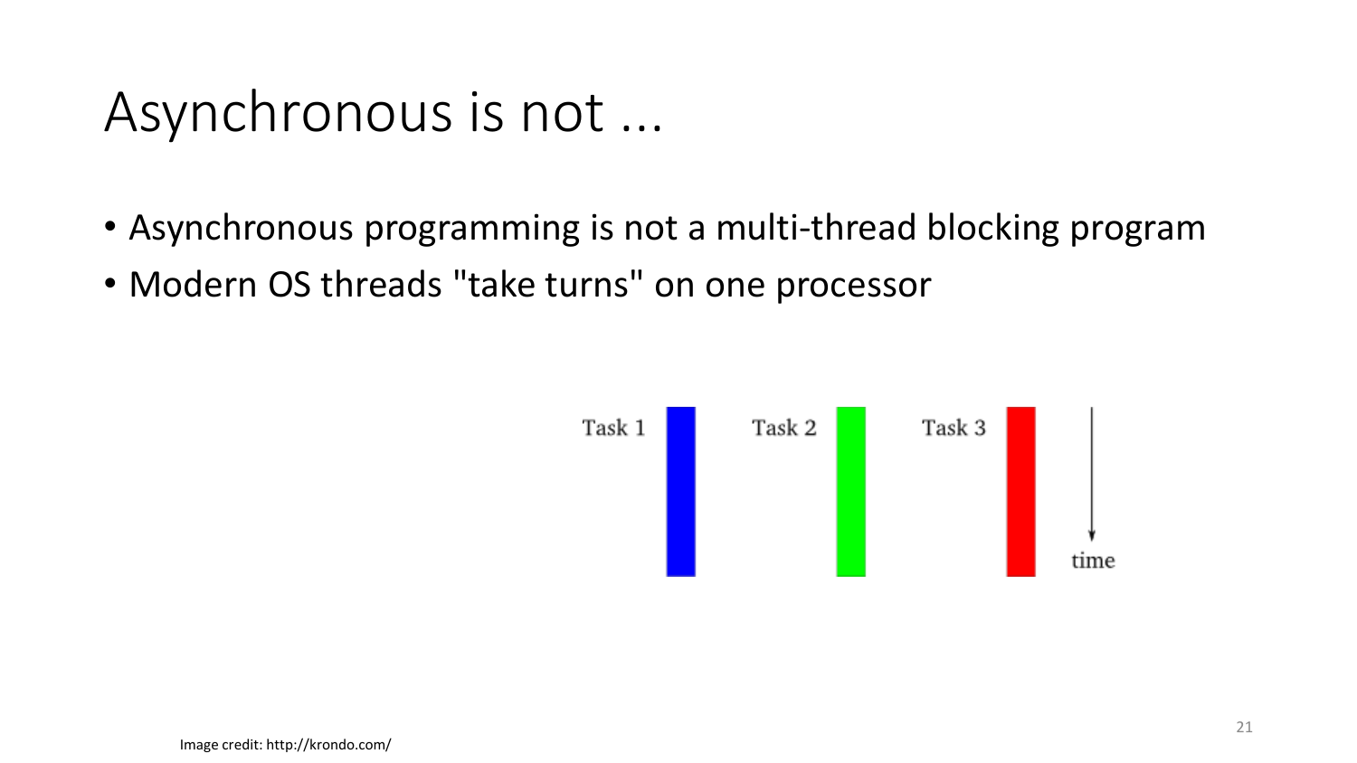# Asynchronous is not ...

- Asynchronous programming is not a multi-thread blocking program
- Modern OS threads "take turns" on one processor

Task 1 Task 2 Task 3 time

Image credit: http://krondo.com/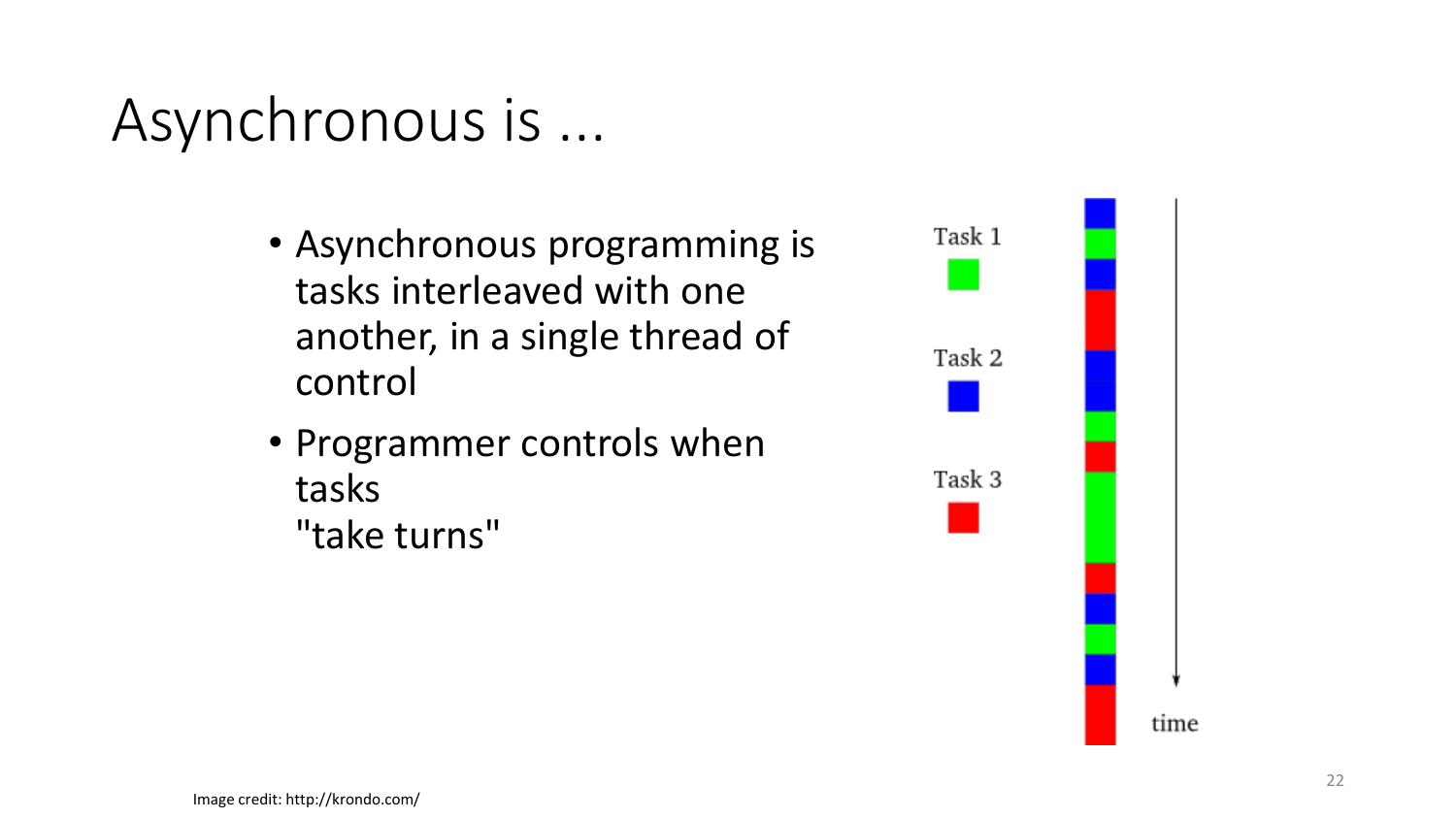# Asynchronous is ...

- Asynchronous programming is tasks interleaved with one another, in a single thread of control
- Programmer controls when tasks "take turns"

Task 1

Task 2

Task 3

time

Image credit: http://krondo.com/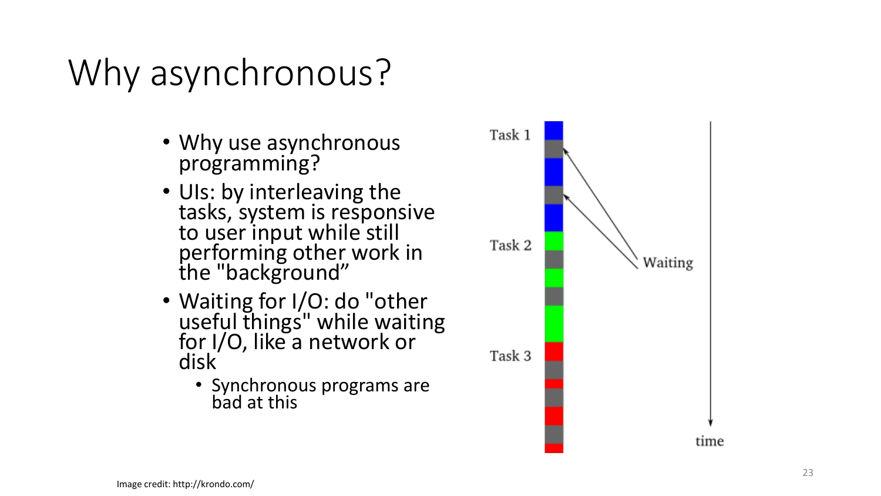# Why asynchronous?

- Why use asynchronous programming?
- UIs: by interleaving the tasks, system is responsive to user input while still performing other work in the "background"
- Waiting for I/O: do "other useful things" while waiting for I/O, like a network or disk
  - Synchronous programs are bad at this

Task 1

Task 2

Task 3

Waiting

time

Image credit: http://krondo.com/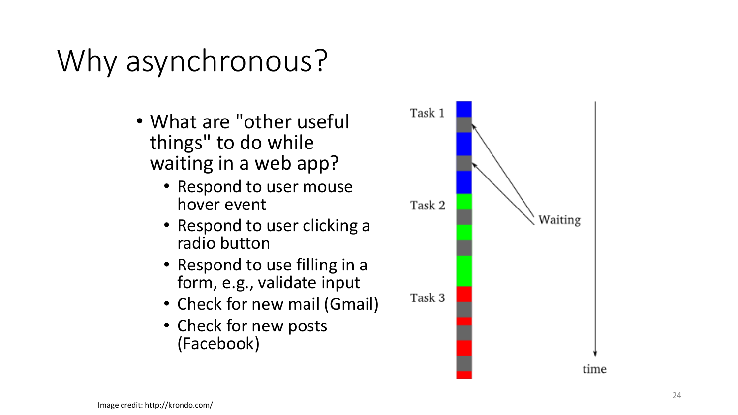# Why asynchronous?

- What are "other useful things" to do while waiting in a web app?
  - Respond to user mouse hover event
  - Respond to user clicking a radio button
  - Respond to use filling in a form, e.g., validate input
  - Check for new mail (Gmail)
  - Check for new posts (Facebook)

Task 1

Task 2

Task 3

Waiting

time

Image credit: http://krondo.com/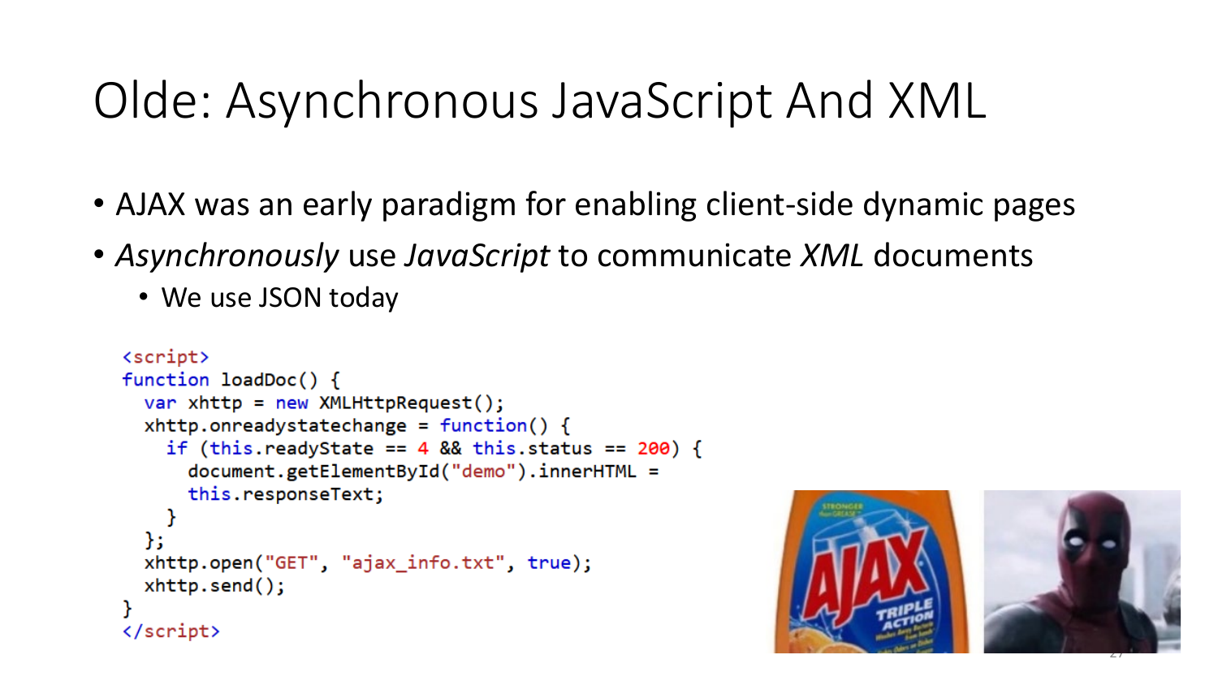# Olde: Asynchronous JavaScript And XML

- AJAX was an early paradigm for enabling client-side dynamic pages
- *Asynchronously* use *JavaScript* to communicate *XML* documents
  - We use JSON today

```
<script>
function loadDoc() {
  var xhttp = new XMLHttpRequest();
  xhttp.onreadystatechange = function() {
    if (this.readyState == 4 && this.status == 200) {
      document.getElementById("demo").innerHTML =
      this.responseText;
    }
  };
  xhttp.open("GET", "ajax_info.txt", true);
  xhttp.send();
}
</script>
```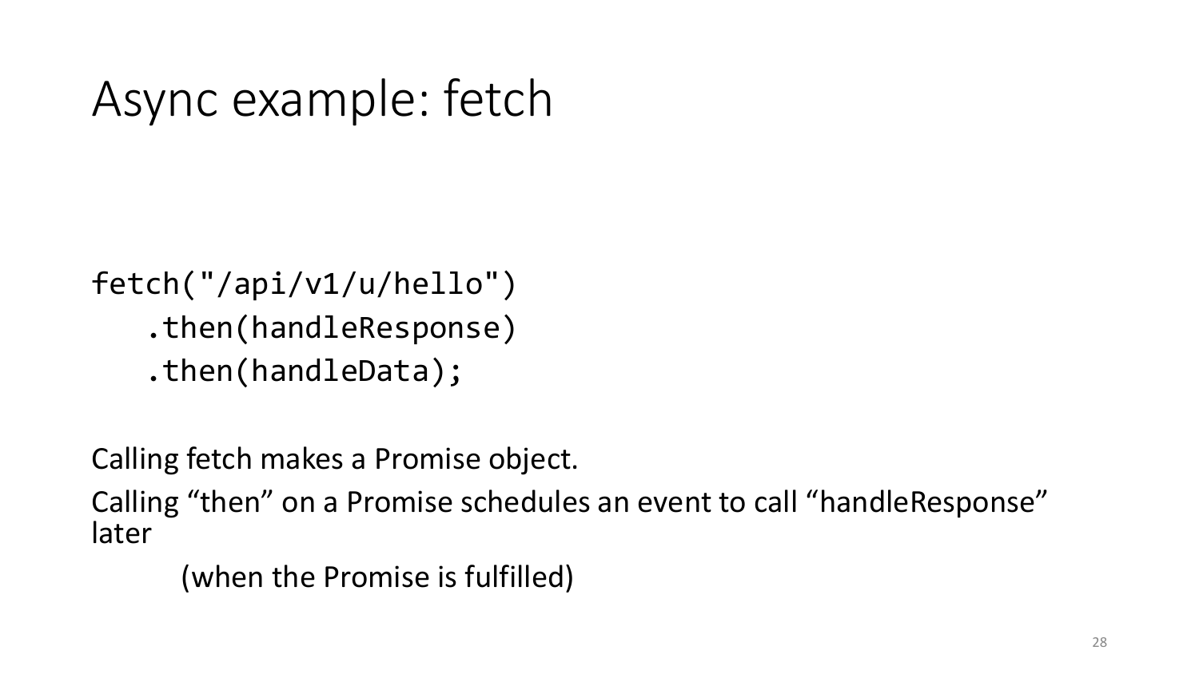# Async example: fetch

```
fetch("/api/v1/u/hello")
   .then(handleResponse)
   .then(handleData);
```

Calling fetch makes a Promise object.

Calling “then” on a Promise schedules an event to call “handleResponse” later

(when the Promise is fulfilled)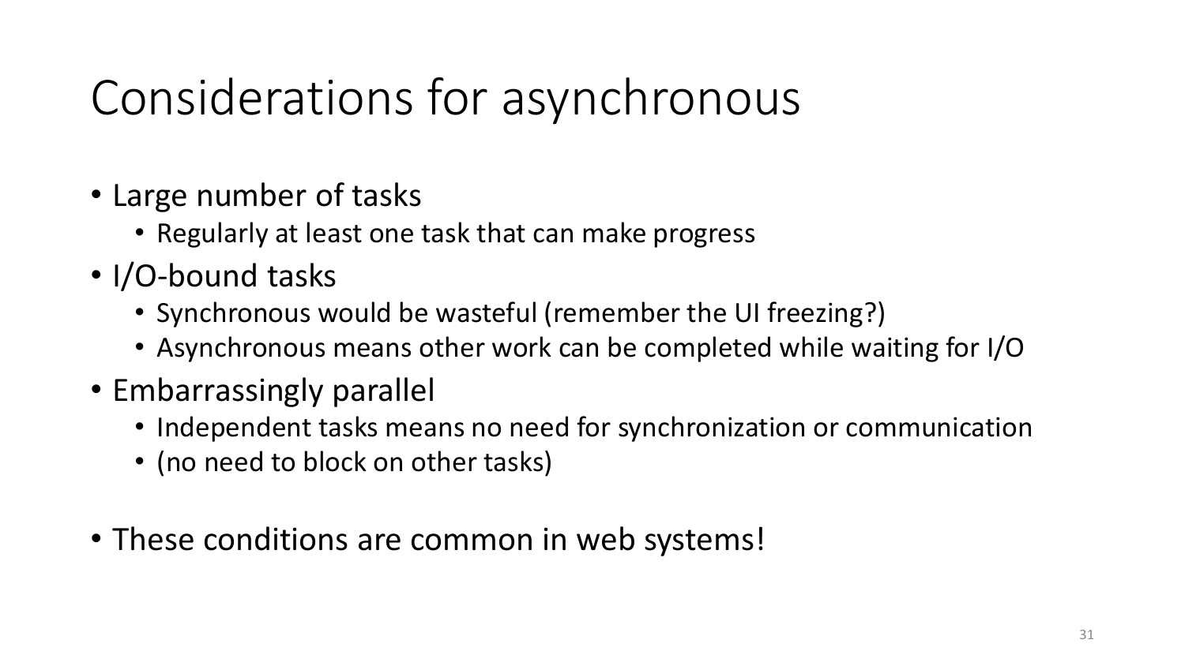# Considerations for asynchronous

- Large number of tasks
  - Regularly at least one task that can make progress
- I/O-bound tasks
  - Synchronous would be wasteful (remember the UI freezing?)
  - Asynchronous means other work can be completed while waiting for I/O
- Embarrassingly parallel
  - Independent tasks means no need for synchronization or communication
  - (no need to block on other tasks)

- These conditions are common in web systems!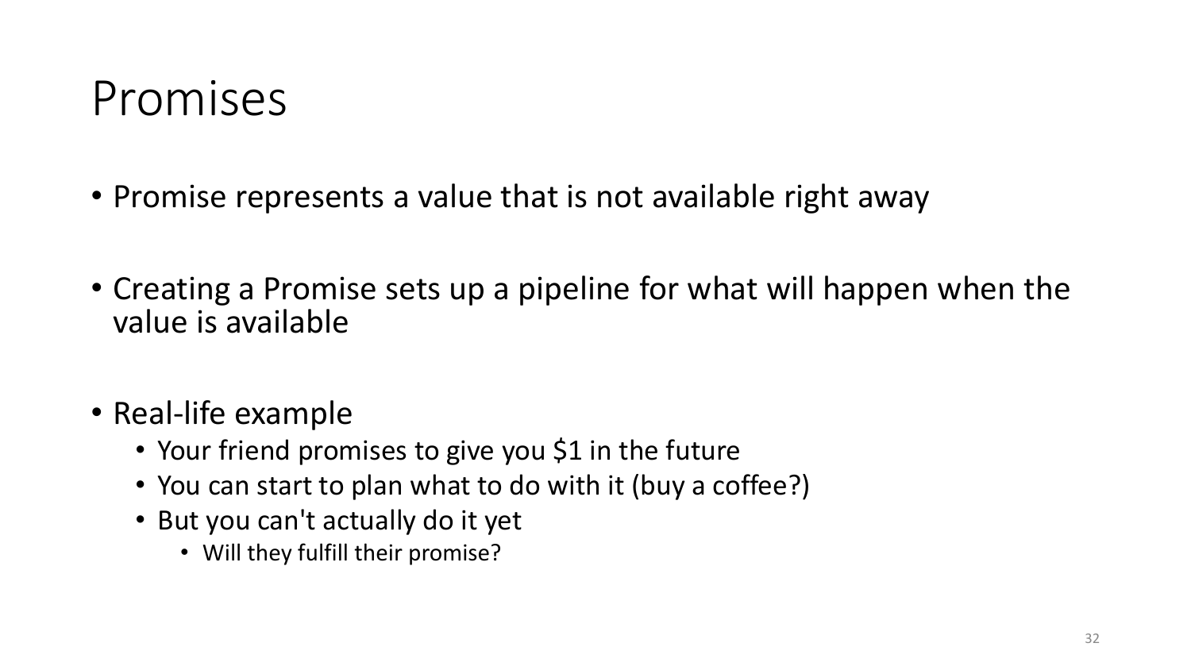# Promises

- Promise represents a value that is not available right away
- Creating a Promise sets up a pipeline for what will happen when the value is available
- Real-life example
  - Your friend promises to give you $1 in the future
  - You can start to plan what to do with it (buy a coffee?)
  - But you can't actually do it yet
    - Will they fulfill their promise?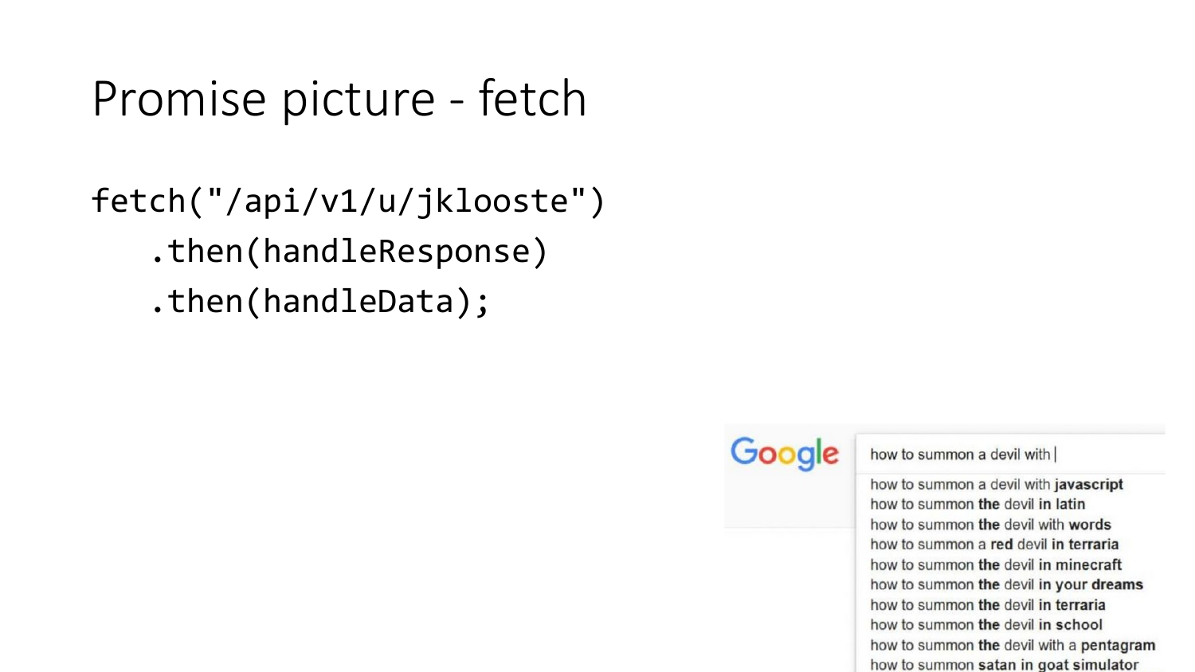# Promise picture - fetch

```
fetch("/api/v1/u/jklooste")
    .then(handleResponse)
    .then(handleData);
```

Google

how to summon a devil with |

- how to summon a devil with **javascript**
- how to summon **the** devil **in latin**
- how to summon **the** devil with **words**
- how to summon a **red** devil **in terraria**
- how to summon **the** devil **in minecraft**
- how to summon **the** devil **in your dreams**
- how to summon **the** devil **in terraria**
- how to summon **the** devil **in school**
- how to summon **the** devil with a **pentagram**
- how to summon **satan in goat simulator**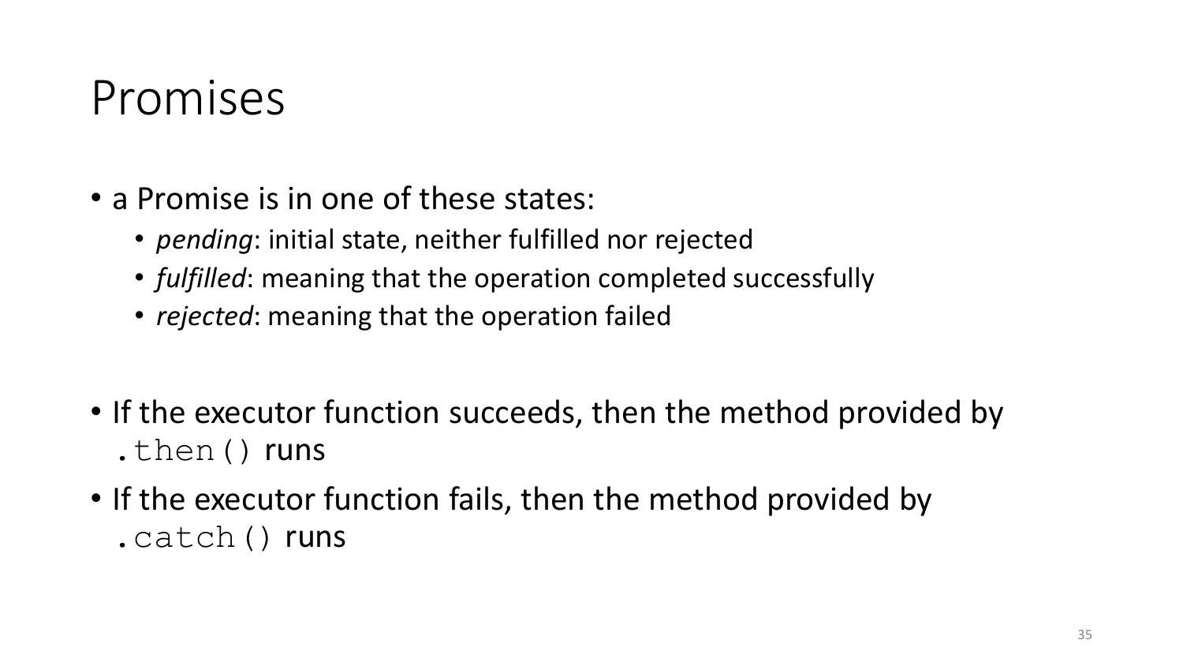# Promises

- a Promise is in one of these states:
  - *pending*: initial state, neither fulfilled nor rejected
  - *fulfilled*: meaning that the operation completed successfully
  - *rejected*: meaning that the operation failed

- If the executor function succeeds, then the method provided by `.then()` runs
- If the executor function fails, then the method provided by `.catch()` runs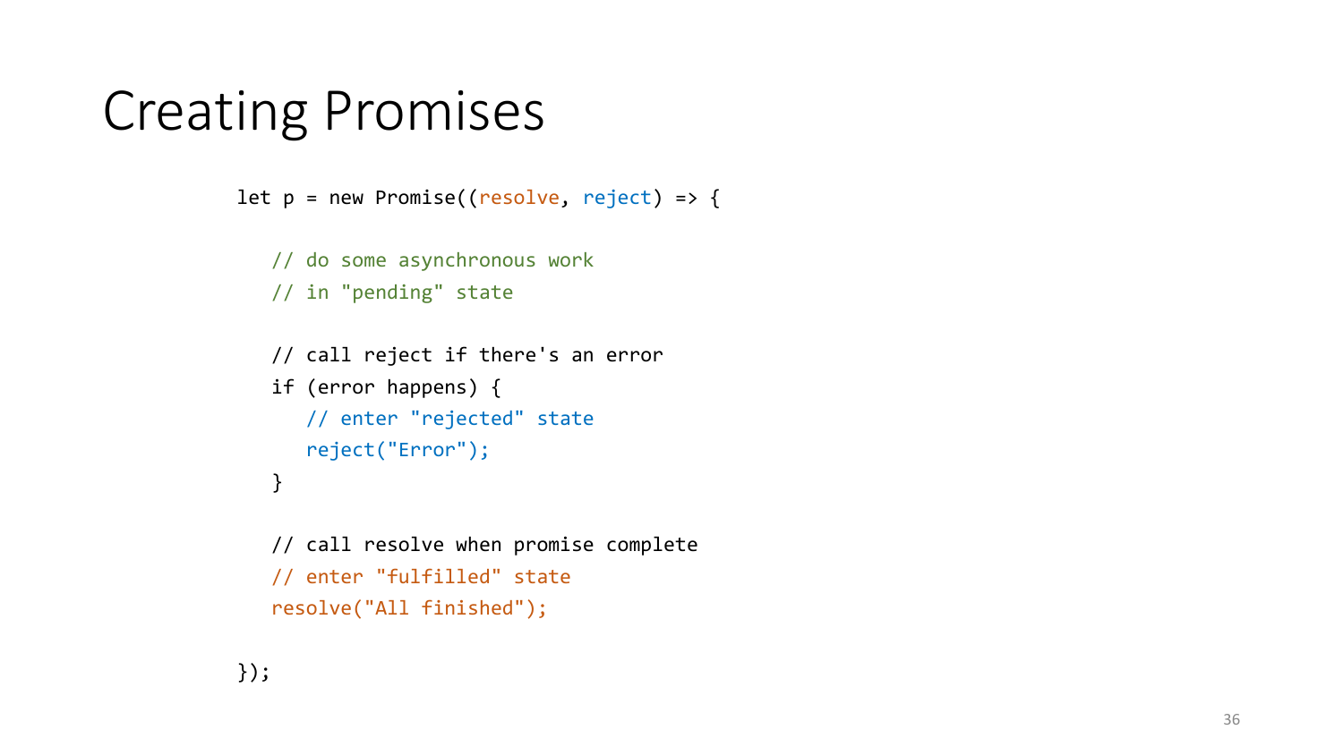# Creating Promises

```
let p = new Promise((resolve, reject) => {

   // do some asynchronous work
   // in "pending" state

   // call reject if there's an error
   if (error happens) {
      // enter "rejected" state
      reject("Error");
   }

   // call resolve when promise complete
   // enter "fulfilled" state
   resolve("All finished");

});
```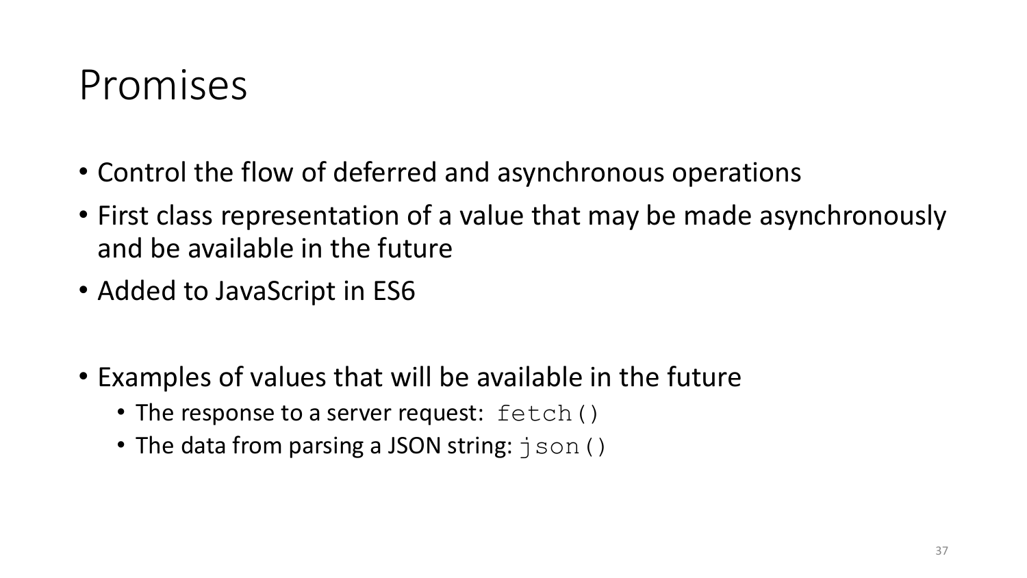# Promises

- Control the flow of deferred and asynchronous operations
- First class representation of a value that may be made asynchronously and be available in the future
- Added to JavaScript in ES6

- Examples of values that will be available in the future
  - The response to a server request: `fetch()`
  - The data from parsing a JSON string: `json()`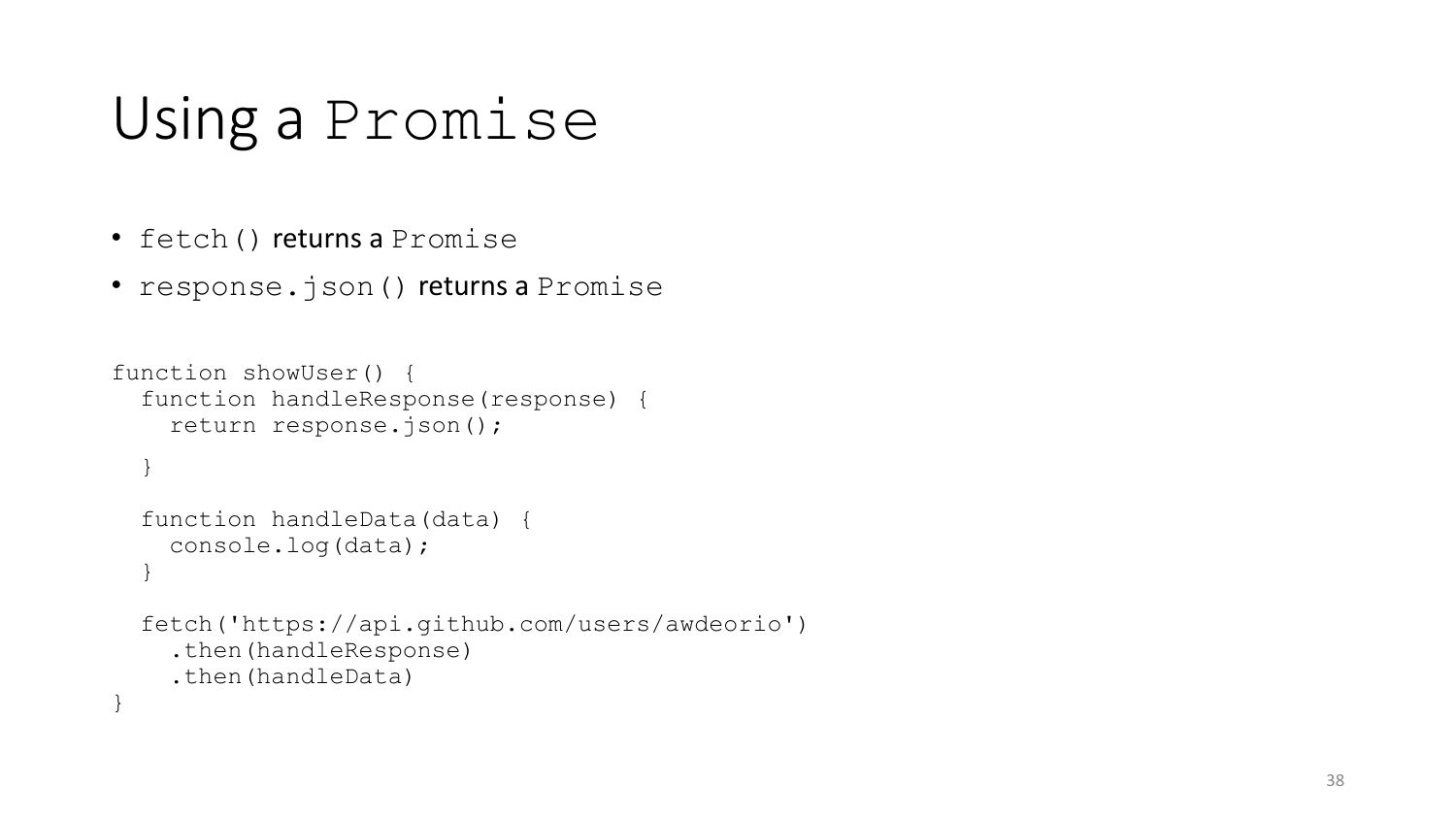# Using a `Promise`

- `fetch()` returns a `Promise`
- `response.json()` returns a `Promise`

```
function showUser() {
  function handleResponse(response) {
    return response.json();
  }

  function handleData(data) {
    console.log(data);
  }

  fetch('https://api.github.com/users/awdeorio')
    .then(handleResponse)
    .then(handleData)
}
```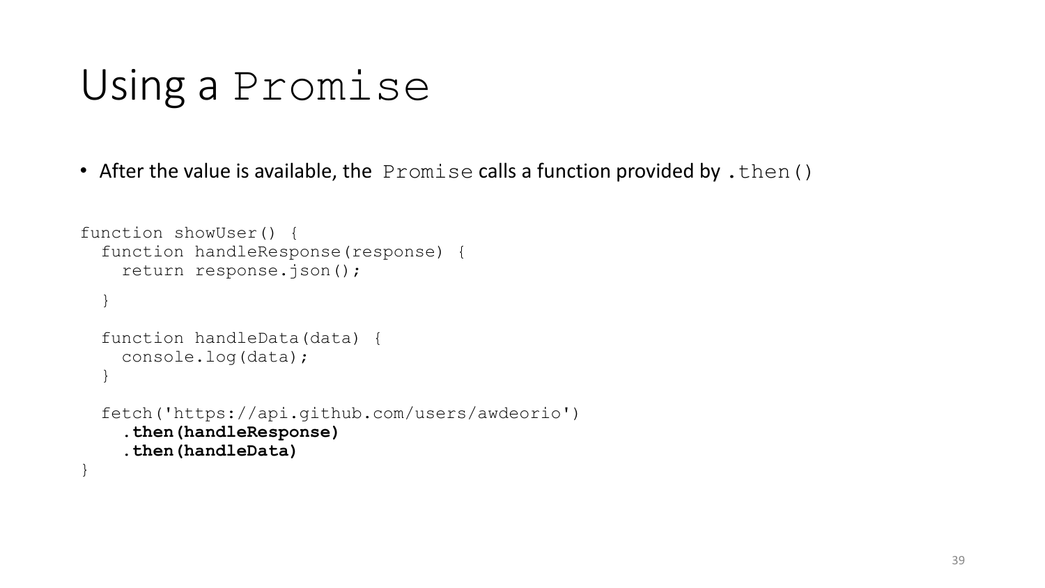# Using a `Promise`

- After the value is available, the `Promise` calls a function provided by `.then()`

```
function showUser() {
  function handleResponse(response) {
    return response.json();
  }

  function handleData(data) {
    console.log(data);
  }

  fetch('https://api.github.com/users/awdeorio')
    .then(handleResponse)
    .then(handleData)
}
```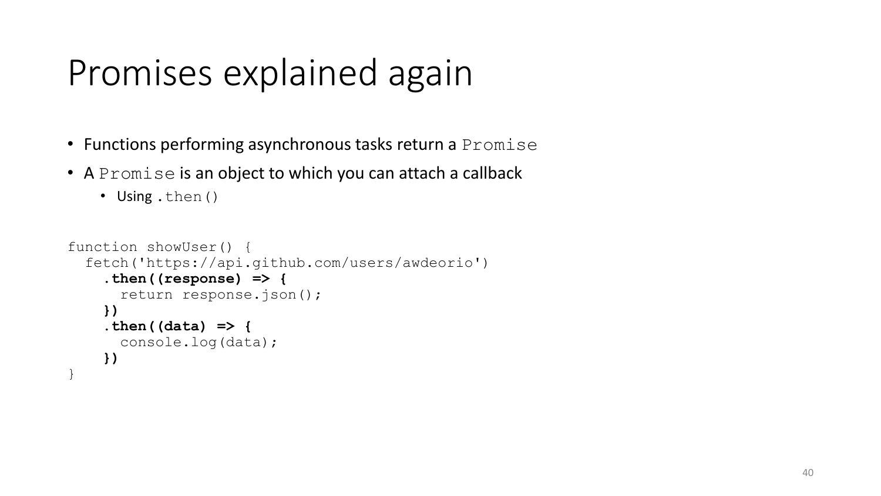# Promises explained again

- Functions performing asynchronous tasks return a `Promise`
- A `Promise` is an object to which you can attach a callback
  - Using `.then()`

```
function showUser() {
  fetch('https://api.github.com/users/awdeorio')
    .then((response) => {
      return response.json();
    })
    .then((data) => {
      console.log(data);
    })
}
```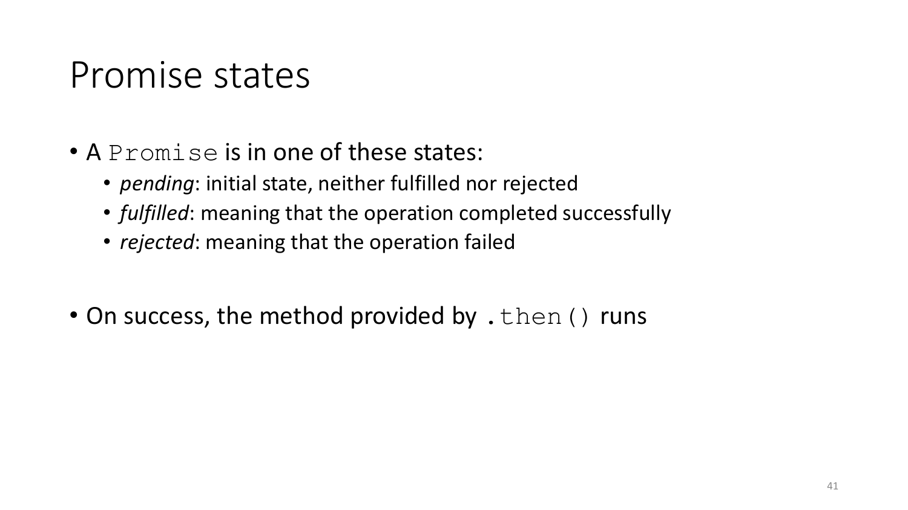# Promise states

- A `Promise` is in one of these states:
  - *pending*: initial state, neither fulfilled nor rejected
  - *fulfilled*: meaning that the operation completed successfully
  - *rejected*: meaning that the operation failed

- On success, the method provided by `.then()` runs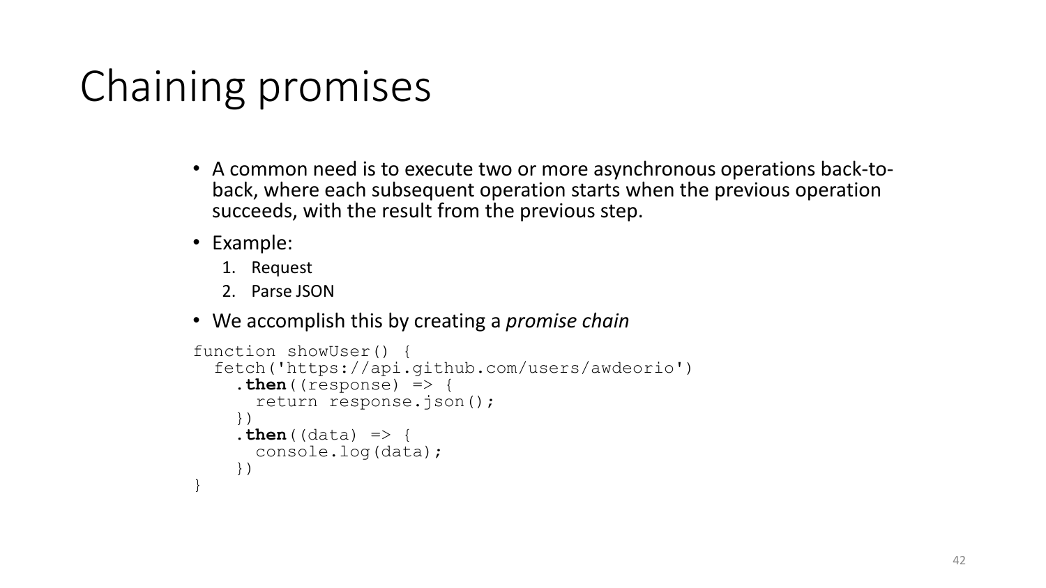# Chaining promises

- A common need is to execute two or more asynchronous operations back-to-back, where each subsequent operation starts when the previous operation succeeds, with the result from the previous step.
- Example:
  1. Request
  2. Parse JSON
- We accomplish this by creating a *promise chain*

```
function showUser() {
  fetch('https://api.github.com/users/awdeorio')
    .then((response) => {
      return response.json();
    })
    .then((data) => {
      console.log(data);
    })
}
```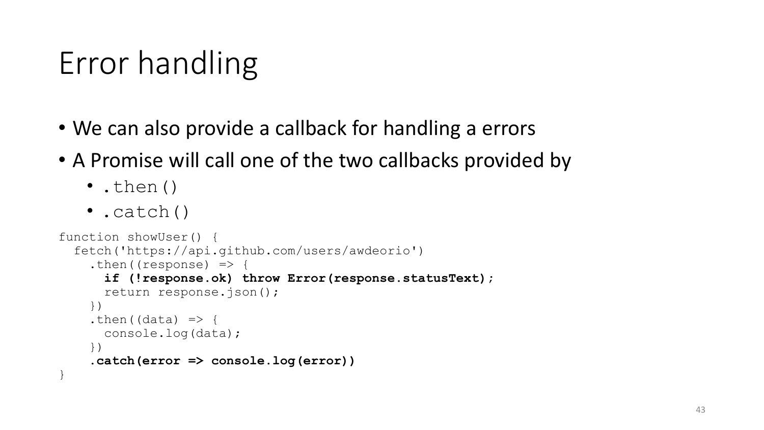# Error handling

- We can also provide a callback for handling a errors
- A Promise will call one of the two callbacks provided by
  - `.then()`
  - `.catch()`

```
function showUser() {
  fetch('https://api.github.com/users/awdeorio')
    .then((response) => {
      if (!response.ok) throw Error(response.statusText);
      return response.json();
    })
    .then((data) => {
      console.log(data);
    })
    .catch(error => console.log(error))
}
```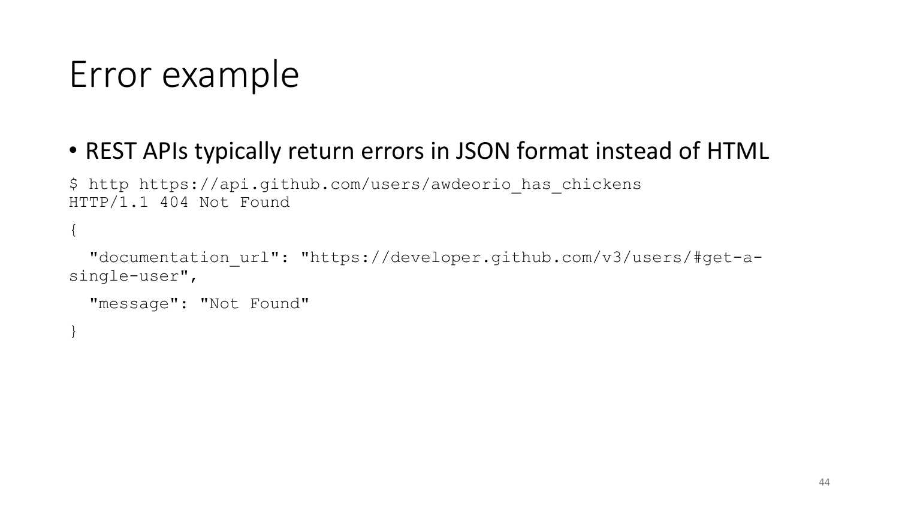# Error example

- REST APIs typically return errors in JSON format instead of HTML

```
$ http https://api.github.com/users/awdeorio_has_chickens
HTTP/1.1 404 Not Found

{

  "documentation_url": "https://developer.github.com/v3/users/#get-a-single-user",

  "message": "Not Found"

}
```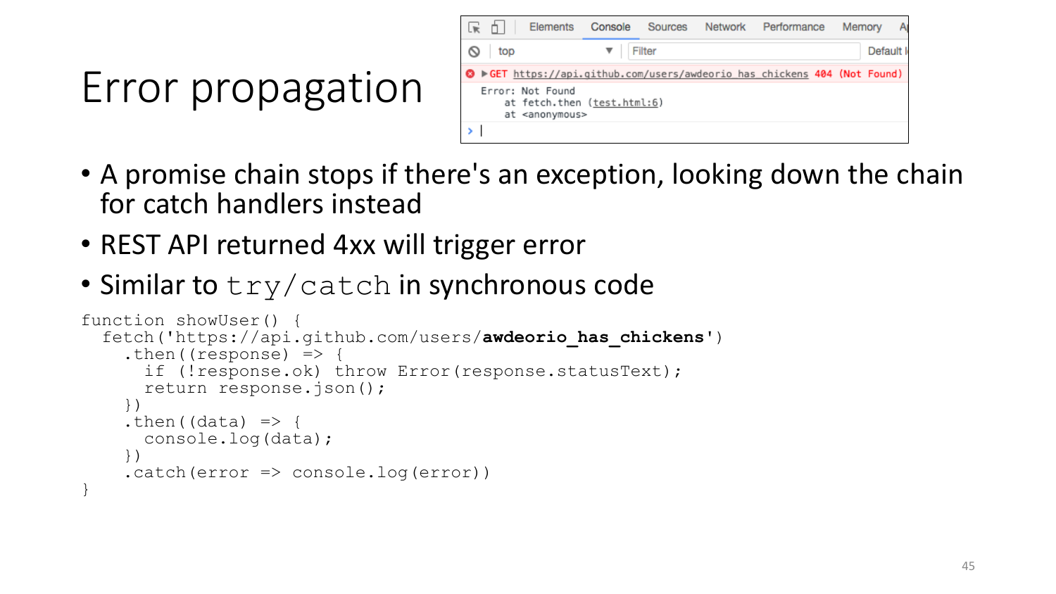# Error propagation

```
GET https://api.github.com/users/awdeorio_has_chickens 404 (Not Found)
Error: Not Found
    at fetch.then (test.html:6)
    at <anonymous>
```

- A promise chain stops if there's an exception, looking down the chain for catch handlers instead
- REST API returned 4xx will trigger error
- Similar to `try/catch` in synchronous code

```
function showUser() {
  fetch('https://api.github.com/users/awdeorio_has_chickens')
    .then((response) => {
      if (!response.ok) throw Error(response.statusText);
      return response.json();
    })
    .then((data) => {
      console.log(data);
    })
    .catch(error => console.log(error))
}
```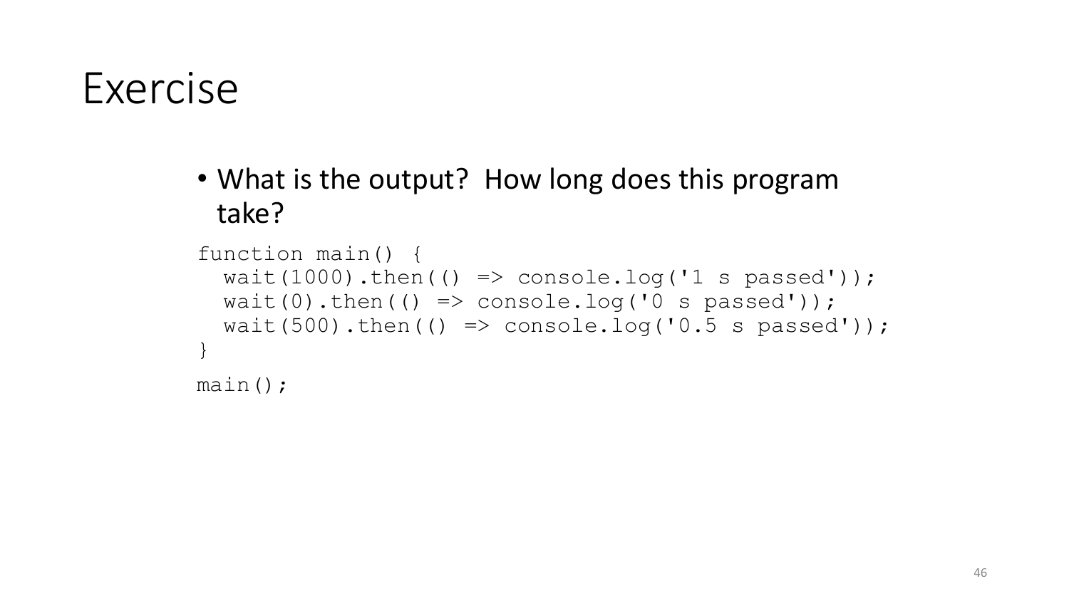# Exercise

- What is the output? How long does this program take?

```
function main() {
  wait(1000).then(() => console.log('1 s passed'));
  wait(0).then(() => console.log('0 s passed'));
  wait(500).then(() => console.log('0.5 s passed'));
}

main();
```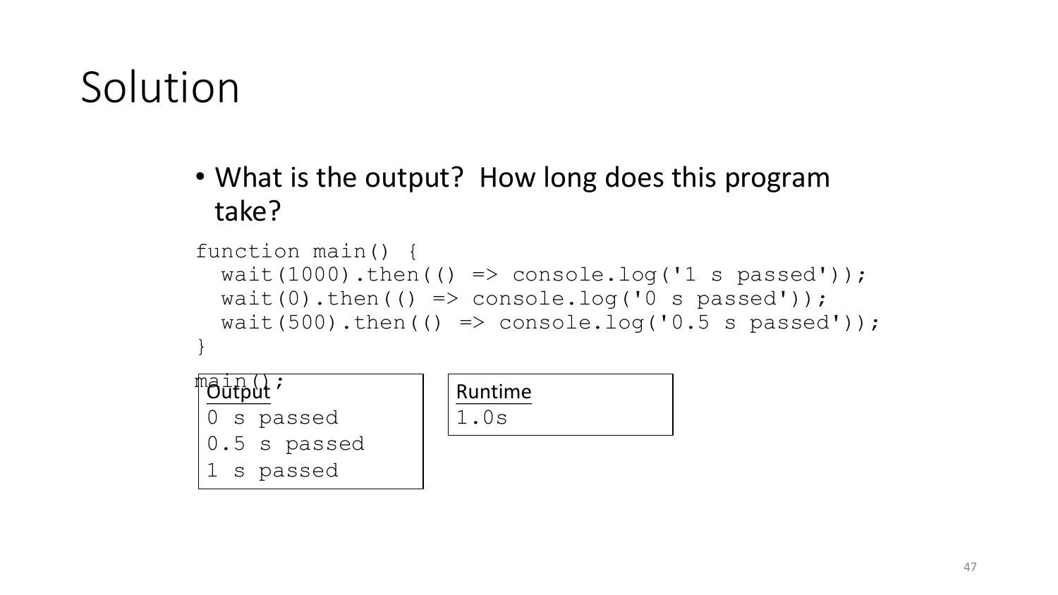# Solution

- What is the output? How long does this program take?

```
function main() {
  wait(1000).then(() => console.log('1 s passed'));
  wait(0).then(() => console.log('0 s passed'));
  wait(500).then(() => console.log('0.5 s passed'));
}

main();
```

**Output**

```
0 s passed
0.5 s passed
1 s passed
```

**Runtime**

```
1.0s
```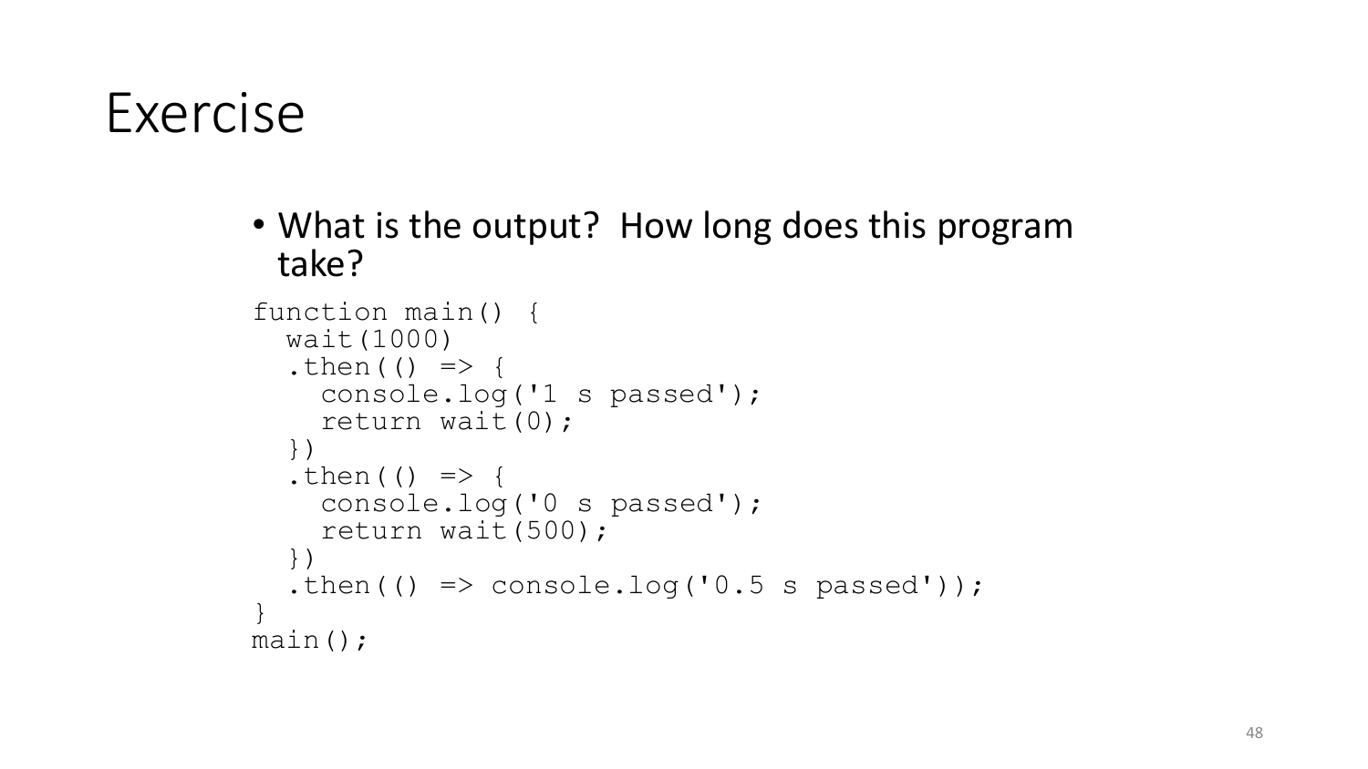# Exercise

- What is the output? How long does this program take?

```
function main() {
  wait(1000)
  .then(() => {
    console.log('1 s passed');
    return wait(0);
  })
  .then(() => {
    console.log('0 s passed');
    return wait(500);
  })
  .then(() => console.log('0.5 s passed'));
}
main();
```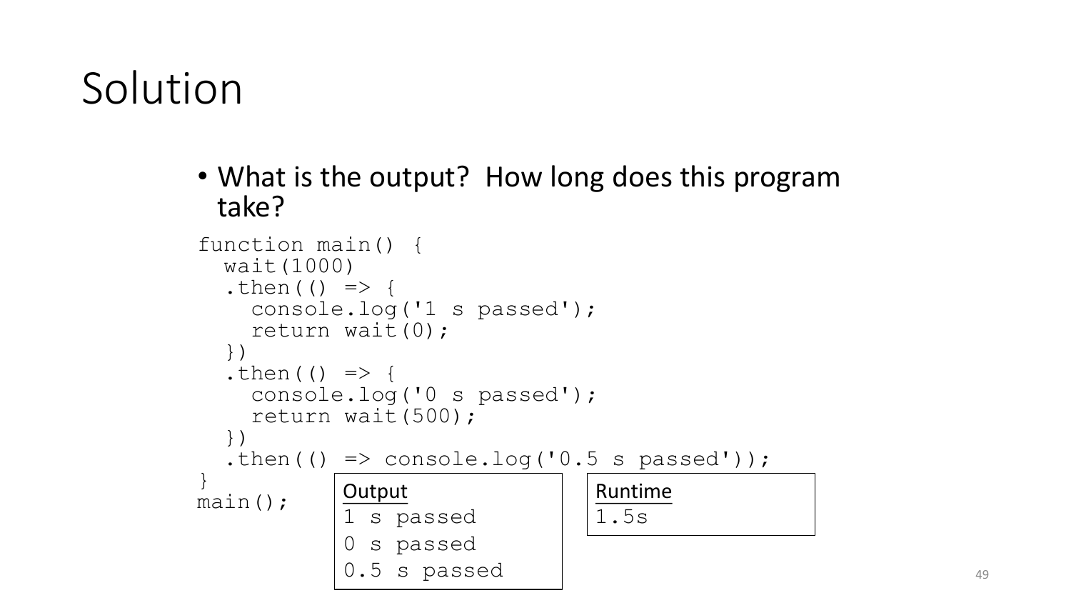# Solution

- What is the output? How long does this program take?

```
function main() {
  wait(1000)
  .then(() => {
    console.log('1 s passed');
    return wait(0);
  })
  .then(() => {
    console.log('0 s passed');
    return wait(500);
  })
  .then(() => console.log('0.5 s passed'));
}
main();
```

Output

```
1 s passed
0 s passed
0.5 s passed
```

Runtime

```
1.5s
```